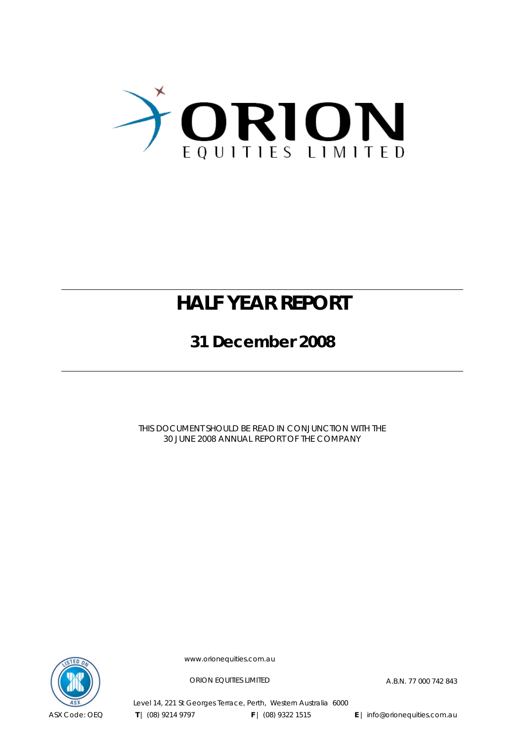# ORION

EQUITIES LIMITED

# HALF YEAR REPORT

## 31 December 2008

THIS DOCUMENT SHOULD BE READ IN CONJUNCTION WITH THE 30 JUNE 2008 ANNUAL REPORT OF THE COMPANY

www.orionequities.com.au

ORION EQUITIES LIMITED

A.B.N. 77 000 742 843

Level 14, 221 St Georges Terrace, Perth, Western Australia 6000

ASX Code: OEQ **T** | (08) 9214 9797 **F** | (08) 9322 1515 **E** | info@orionequities.com.au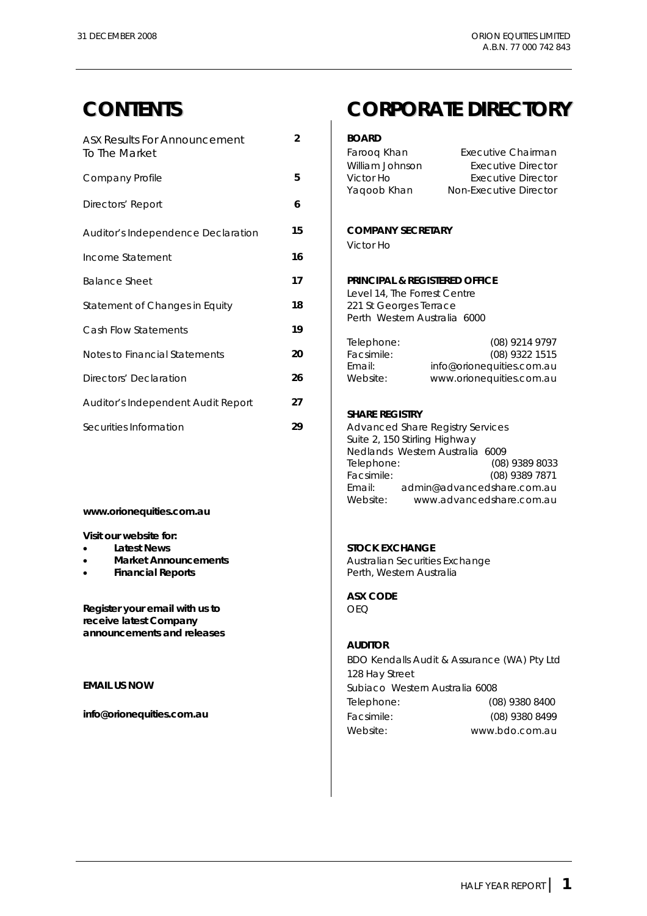# CONTENTS

| | |
|---|---|
| ASX Results For Announcement To The Market | 2 |
| Company Profile | 5 |
| Directors' Report | 6 |
| Auditor's Independence Declaration | 15 |
| Income Statement | 16 |
| Balance Sheet | 17 |
| Statement of Changes in Equity | 18 |
| Cash Flow Statements | 19 |
| Notes to Financial Statements | 20 |
| Directors' Declaration | 26 |
| Auditor's Independent Audit Report | 27 |
| Securities Information | 29 |

**www.orionequities.com.au**

**Visit our website for:**

- **Latest News**
- **Market Announcements**
- **Financial Reports**

**Register your email with us to receive latest Company announcements and releases**

**EMAIL US NOW**

**info@orionequities.com.au**

# CORPORATE DIRECTORY

**BOARD**

| | |
|---|---|
| Farooq Khan | Executive Chairman |
| William Johnson | Executive Director |
| Victor Ho | Executive Director |
| Yaqoob Khan | Non-Executive Director |

**COMPANY SECRETARY**

Victor Ho

**PRINCIPAL & REGISTERED OFFICE**

Level 14, The Forrest Centre
221 St Georges Terrace
Perth Western Australia 6000

| | |
|---|---|
| Telephone: | (08) 9214 9797 |
| Facsimile: | (08) 9322 1515 |
| Email: | info@orionequities.com.au |
| Website: | www.orionequities.com.au |

**SHARE REGISTRY**

Advanced Share Registry Services
Suite 2, 150 Stirling Highway
Nedlands Western Australia 6009

| | |
|---|---|
| Telephone: | (08) 9389 8033 |
| Facsimile: | (08) 9389 7871 |
| Email: | admin@advancedshare.com.au |
| Website: | www.advancedshare.com.au |

**STOCK EXCHANGE**

Australian Securities Exchange
Perth, Western Australia

**ASX CODE**

OEQ

**AUDITOR**

BDO Kendalls Audit & Assurance (WA) Pty Ltd
128 Hay Street
Subiaco Western Australia 6008

| | |
|---|---|
| Telephone: | (08) 9380 8400 |
| Facsimile: | (08) 9380 8499 |
| Website: | www.bdo.com.au |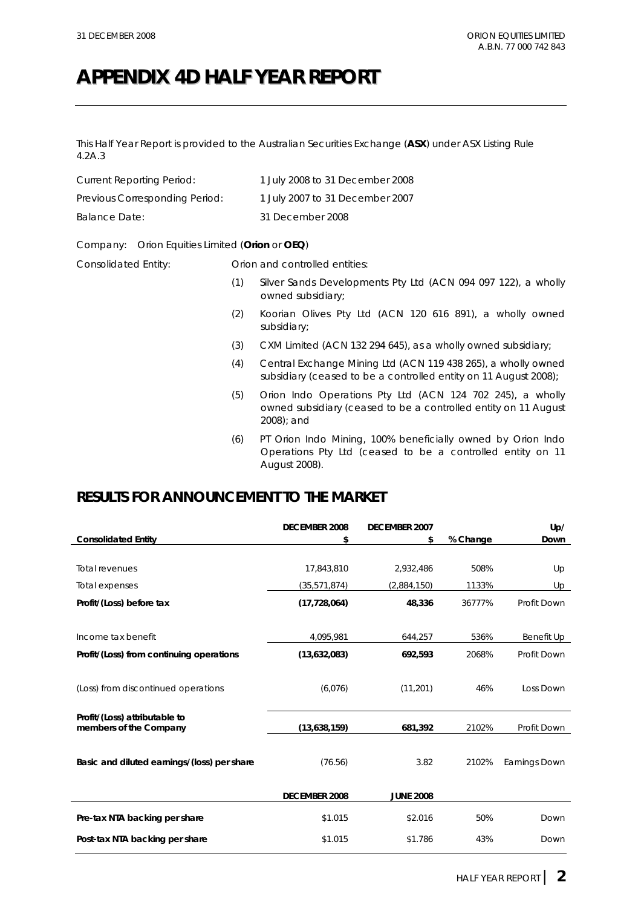# APPENDIX 4D HALF YEAR REPORT

This Half Year Report is provided to the Australian Securities Exchange (**ASX**) under ASX Listing Rule 4.2A.3

| | |
|---|---|
| Current Reporting Period: | 1 July 2008 to 31 December 2008 |
| Previous Corresponding Period: | 1 July 2007 to 31 December 2007 |
| Balance Date: | 31 December 2008 |

Company: Orion Equities Limited (**Orion** or **OEQ**)

Consolidated Entity: Orion and controlled entities:

(1) Silver Sands Developments Pty Ltd (ACN 094 097 122), a wholly owned subsidiary;

(2) Koorian Olives Pty Ltd (ACN 120 616 891), a wholly owned subsidiary;

(3) CXM Limited (ACN 132 294 645), as a wholly owned subsidiary;

(4) Central Exchange Mining Ltd (ACN 119 438 265), a wholly owned subsidiary (ceased to be a controlled entity on 11 August 2008);

(5) Orion Indo Operations Pty Ltd (ACN 124 702 245), a wholly owned subsidiary (ceased to be a controlled entity on 11 August 2008); and

(6) PT Orion Indo Mining, 100% beneficially owned by Orion Indo Operations Pty Ltd (ceased to be a controlled entity on 11 August 2008).

## RESULTS FOR ANNOUNCEMENT TO THE MARKET

| Consolidated Entity | DECEMBER 2008 $ | DECEMBER 2007 $ | % Change | Up/ Down |
|---|---|---|---|---|
| Total revenues | 17,843,810 | 2,932,486 | 508% | Up |
| Total expenses | (35,571,874) | (2,884,150) | 1133% | Up |
| **Profit/(Loss) before tax** | **(17,728,064)** | **48,336** | 36777% | Profit Down |
| Income tax benefit | 4,095,981 | 644,257 | 536% | Benefit Up |
| **Profit/(Loss) from continuing operations** | **(13,632,083)** | **692,593** | 2068% | Profit Down |
| (Loss) from discontinued operations | (6,076) | (11,201) | 46% | Loss Down |
| **Profit/(Loss) attributable to members of the Company** | **(13,638,159)** | **681,392** | 2102% | Profit Down |
| **Basic and diluted earnings/(loss) per share** | (76.56) | 3.82 | 2102% | Earnings Down |
| | **DECEMBER 2008** | **JUNE 2008** | | |
| **Pre-tax NTA backing per share** | $1.015 | $2.016 | 50% | Down |
| **Post-tax NTA backing per share** | $1.015 | $1.786 | 43% | Down |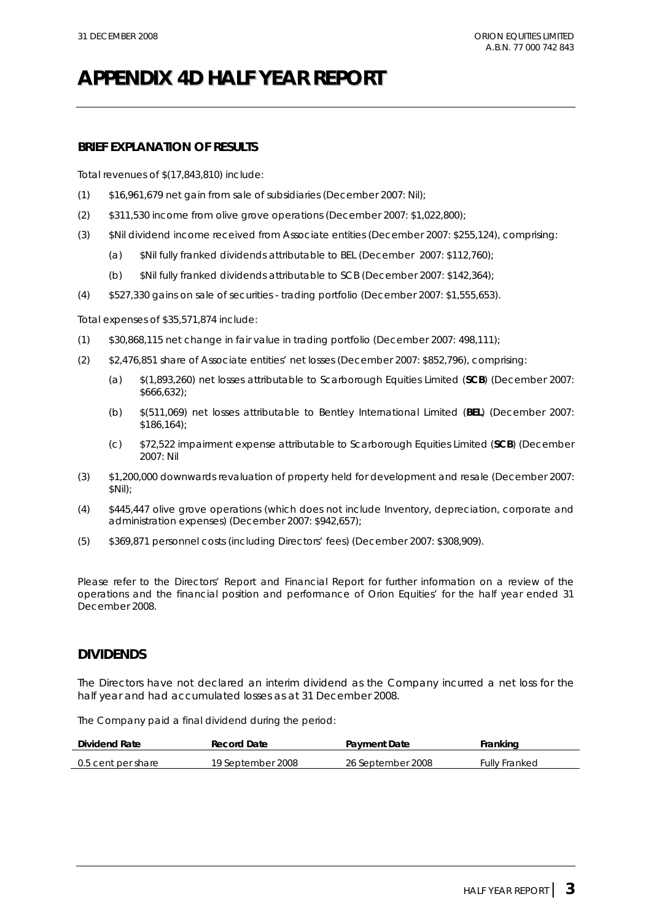# APPENDIX 4D HALF YEAR REPORT

## BRIEF EXPLANATION OF RESULTS

Total revenues of $(17,843,810) include:

(1) $16,961,679 net gain from sale of subsidiaries (December 2007: Nil);

(2) $311,530 income from olive grove operations (December 2007: $1,022,800);

(3) $Nil dividend income received from Associate entities (December 2007: $255,124), comprising:

  (a) $Nil fully franked dividends attributable to BEL (December 2007: $112,760);

  (b) $Nil fully franked dividends attributable to SCB (December 2007: $142,364);

(4) $527,330 gains on sale of securities - trading portfolio (December 2007: $1,555,653).

Total expenses of $35,571,874 include:

(1) $30,868,115 net change in fair value in trading portfolio (December 2007: 498,111);

(2) $2,476,851 share of Associate entities' net losses (December 2007: $852,796), comprising:

  (a) $(1,893,260) net losses attributable to Scarborough Equities Limited (**SCB**) (December 2007: $666,632);

  (b) $(511,069) net losses attributable to Bentley International Limited (**BEL**) (December 2007: $186,164);

  (c) $72,522 impairment expense attributable to Scarborough Equities Limited (**SCB**) (December 2007: Nil

(3) $1,200,000 downwards revaluation of property held for development and resale (December 2007: $Nil);

(4) $445,447 olive grove operations (which does not include Inventory, depreciation, corporate and administration expenses) (December 2007: $942,657);

(5) $369,871 personnel costs (including Directors' fees) (December 2007: $308,909).

Please refer to the Directors' Report and Financial Report for further information on a review of the operations and the financial position and performance of Orion Equities' for the half year ended 31 December 2008.

## DIVIDENDS

The Directors have not declared an interim dividend as the Company incurred a net loss for the half year and had accumulated losses as at 31 December 2008.

The Company paid a final dividend during the period:

| Dividend Rate | Record Date | Payment Date | Franking |
|---|---|---|---|
| 0.5 cent per share | 19 September 2008 | 26 September 2008 | Fully Franked |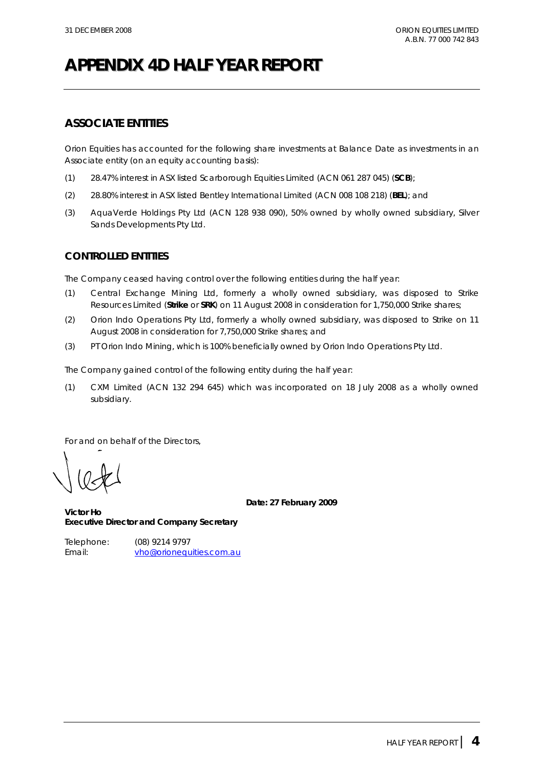# APPENDIX 4D HALF YEAR REPORT

## ASSOCIATE ENTITIES

Orion Equities has accounted for the following share investments at Balance Date as investments in an Associate entity (on an equity accounting basis):

(1) 28.47% interest in ASX listed Scarborough Equities Limited (ACN 061 287 045) (**SCB**);

(2) 28.80% interest in ASX listed Bentley International Limited (ACN 008 108 218) (**BEL**); and

(3) AquaVerde Holdings Pty Ltd (ACN 128 938 090), 50% owned by wholly owned subsidiary, Silver Sands Developments Pty Ltd.

## CONTROLLED ENTITIES

The Company ceased having control over the following entities during the half year:

(1) Central Exchange Mining Ltd, formerly a wholly owned subsidiary, was disposed to Strike Resources Limited (**Strike** or **SRK**) on 11 August 2008 in consideration for 1,750,000 Strike shares;

(2) Orion Indo Operations Pty Ltd, formerly a wholly owned subsidiary, was disposed to Strike on 11 August 2008 in consideration for 7,750,000 Strike shares; and

(3) PT Orion Indo Mining, which is 100% beneficially owned by Orion Indo Operations Pty Ltd.

The Company gained control of the following entity during the half year:

(1) CXM Limited (ACN 132 294 645) which was incorporated on 18 July 2008 as a wholly owned subsidiary.

For and on behalf of the Directors,

**Date: 27 February 2009**

**Victor Ho**
**Executive Director and Company Secretary**

Telephone: (08) 9214 9797
Email: vho@orionequities.com.au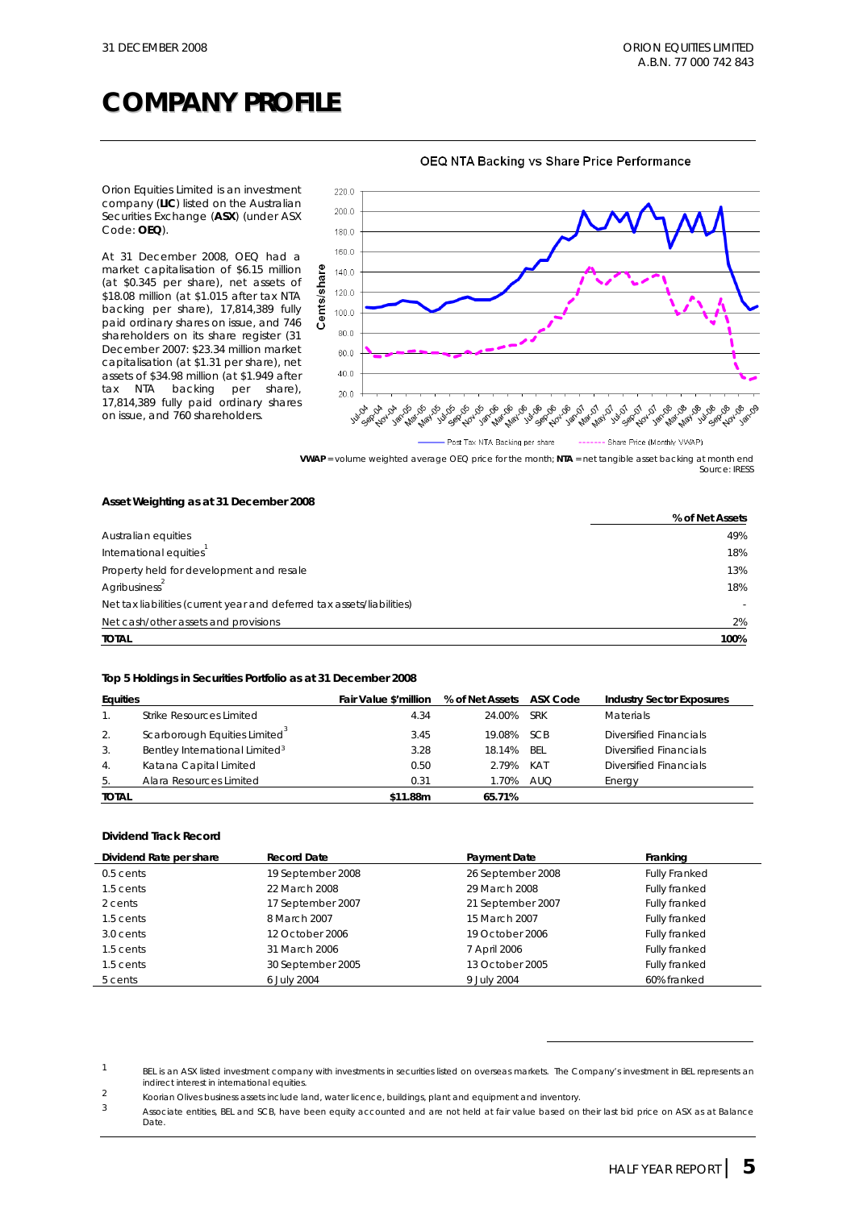# COMPANY PROFILE

Orion Equities Limited is an investment company (**LIC**) listed on the Australian Securities Exchange (**ASX**) (under ASX Code: **OEQ**).

At 31 December 2008, OEQ had a market capitalisation of $6.15 million (at $0.345 per share), net assets of $18.08 million (at $1.015 after tax NTA backing per share), 17,814,389 fully paid ordinary shares on issue, and 746 shareholders on its share register (31 December 2007: $23.34 million market capitalisation (at $1.31 per share), net assets of $34.98 million (at $1.949 after tax NTA backing per share), 17,814,389 fully paid ordinary shares on issue, and 760 shareholders.

OEQ NTA Backing vs Share Price Performance

**VWAP** = volume weighted average OEQ price for the month; **NTA** = net tangible asset backing at month end
Source: IRESS

**Asset Weighting as at 31 December 2008**

| | % of Net Assets |
|---|---|
| Australian equities | 49% |
| International equities[1] | 18% |
| Property held for development and resale | 13% |
| Agribusiness[2] | 18% |
| Net tax liabilities (current year and deferred tax assets/liabilities) | - |
| Net cash/other assets and provisions | 2% |
| **TOTAL** | **100%** |

**Top 5 Holdings in Securities Portfolio as at 31 December 2008**

| Equities | | Fair Value $'million | % of Net Assets | ASX Code | Industry Sector Exposures |
|---|---|---|---|---|---|
| 1. | Strike Resources Limited | 4.34 | 24.00% | SRK | Materials |
| 2. | Scarborough Equities Limited[3] | 3.45 | 19.08% | SCB | Diversified Financials |
| 3. | Bentley International Limited[3] | 3.28 | 18.14% | BEL | Diversified Financials |
| 4. | Katana Capital Limited | 0.50 | 2.79% | KAT | Diversified Financials |
| 5. | Alara Resources Limited | 0.31 | 1.70% | AUQ | Energy |
| **TOTAL** | | **$11.88m** | **65.71%** | | |

**Dividend Track Record**

| Dividend Rate per share | Record Date | Payment Date | Franking |
|---|---|---|---|
| 0.5 cents | 19 September 2008 | 26 September 2008 | Fully Franked |
| 1.5 cents | 22 March 2008 | 29 March 2008 | Fully franked |
| 2 cents | 17 September 2007 | 21 September 2007 | Fully franked |
| 1.5 cents | 8 March 2007 | 15 March 2007 | Fully franked |
| 3.0 cents | 12 October 2006 | 19 October 2006 | Fully franked |
| 1.5 cents | 31 March 2006 | 7 April 2006 | Fully franked |
| 1.5 cents | 30 September 2005 | 13 October 2005 | Fully franked |
| 5 cents | 6 July 2004 | 9 July 2004 | 60% franked |

1 BEL is an ASX listed investment company with investments in securities listed on overseas markets. The Company's investment in BEL represents an indirect interest in international equities.

2 Koorian Olives business assets include land, water licence, buildings, plant and equipment and inventory.

3 Associate entities, BEL and SCB, have been equity accounted and are not held at fair value based on their last bid price on ASX as at Balance Date.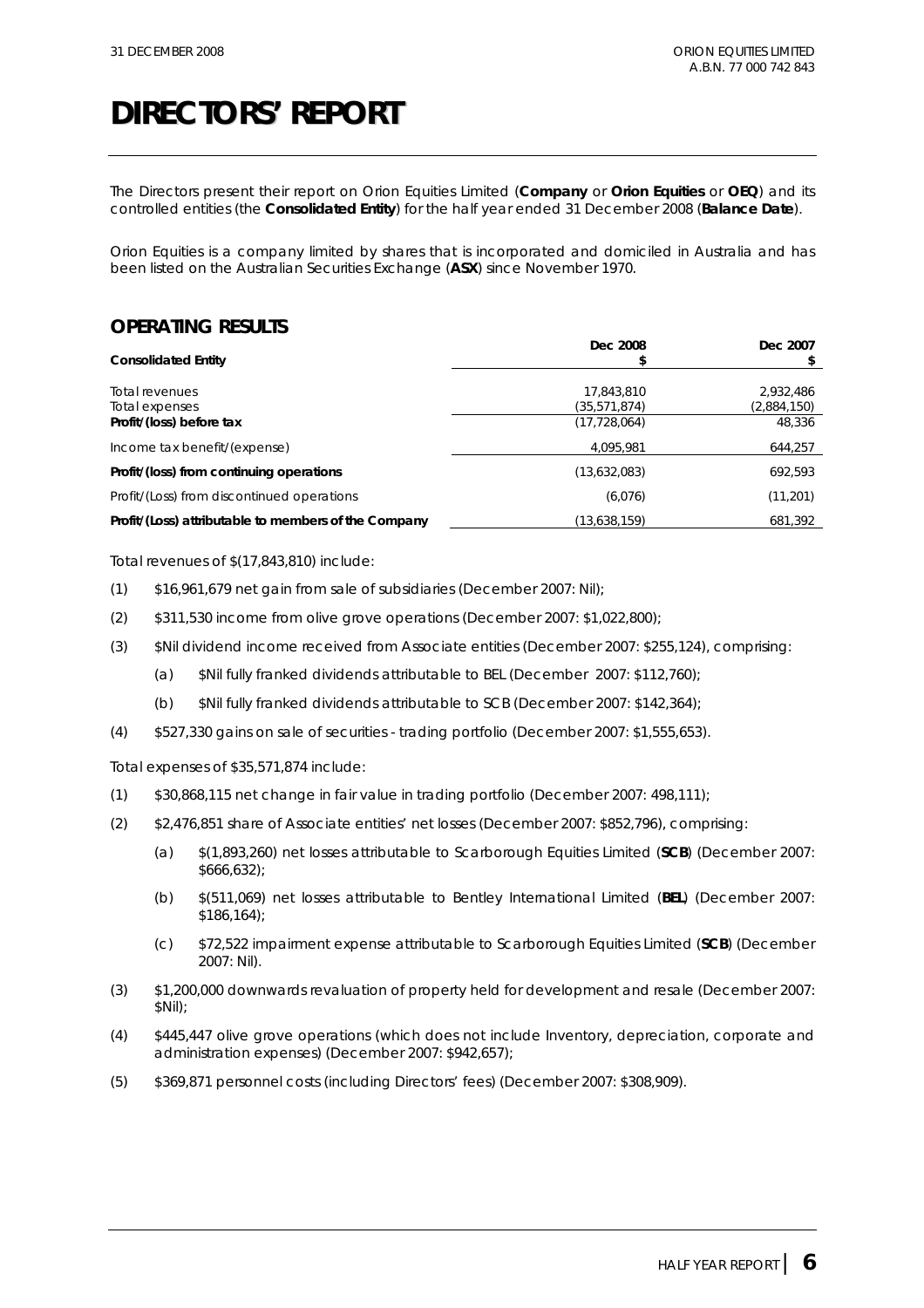# DIRECTORS' REPORT

The Directors present their report on Orion Equities Limited (**Company** or **Orion Equities** or **OEQ**) and its controlled entities (the **Consolidated Entity**) for the half year ended 31 December 2008 (**Balance Date**).

Orion Equities is a company limited by shares that is incorporated and domiciled in Australia and has been listed on the Australian Securities Exchange (**ASX**) since November 1970.

## OPERATING RESULTS

| Consolidated Entity | Dec 2008 $ | Dec 2007 $ |
|---|---|---|
| Total revenues | 17,843,810 | 2,932,486 |
| Total expenses | (35,571,874) | (2,884,150) |
| **Profit/(loss) before tax** | (17,728,064) | 48,336 |
| Income tax benefit/(expense) | 4,095,981 | 644,257 |
| **Profit/(loss) from continuing operations** | (13,632,083) | 692,593 |
| Profit/(Loss) from discontinued operations | (6,076) | (11,201) |
| **Profit/(Loss) attributable to members of the Company** | (13,638,159) | 681,392 |

Total revenues of $(17,843,810) include:

(1) $16,961,679 net gain from sale of subsidiaries (December 2007: Nil);

(2) $311,530 income from olive grove operations (December 2007: $1,022,800);

(3) $Nil dividend income received from Associate entities (December 2007: $255,124), comprising:

  (a) $Nil fully franked dividends attributable to BEL (December 2007: $112,760);

  (b) $Nil fully franked dividends attributable to SCB (December 2007: $142,364);

(4) $527,330 gains on sale of securities - trading portfolio (December 2007: $1,555,653).

Total expenses of $35,571,874 include:

(1) $30,868,115 net change in fair value in trading portfolio (December 2007: 498,111);

(2) $2,476,851 share of Associate entities' net losses (December 2007: $852,796), comprising:

  (a) $(1,893,260) net losses attributable to Scarborough Equities Limited (**SCB**) (December 2007: $666,632);

  (b) $(511,069) net losses attributable to Bentley International Limited (**BEL**) (December 2007: $186,164);

  (c) $72,522 impairment expense attributable to Scarborough Equities Limited (**SCB**) (December 2007: Nil).

(3) $1,200,000 downwards revaluation of property held for development and resale (December 2007: $Nil);

(4) $445,447 olive grove operations (which does not include Inventory, depreciation, corporate and administration expenses) (December 2007: $942,657);

(5) $369,871 personnel costs (including Directors' fees) (December 2007: $308,909).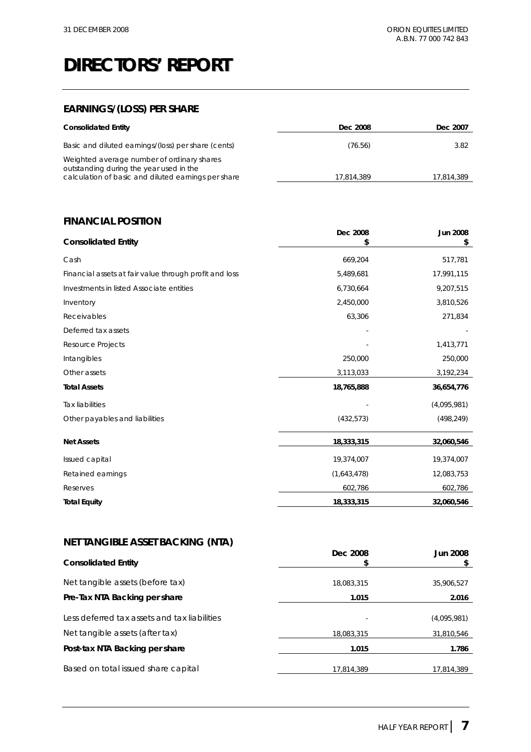# DIRECTORS' REPORT

## EARNINGS/(LOSS) PER SHARE

| Consolidated Entity | Dec 2008 | Dec 2007 |
|---|---|---|
| Basic and diluted earnings/(loss) per share (cents) | (76.56) | 3.82 |
| Weighted average number of ordinary shares outstanding during the year used in the calculation of basic and diluted earnings per share | 17,814,389 | 17,814,389 |

## FINANCIAL POSITION

| Consolidated Entity | Dec 2008 $ | Jun 2008 $ |
|---|---|---|
| Cash | 669,204 | 517,781 |
| Financial assets at fair value through profit and loss | 5,489,681 | 17,991,115 |
| Investments in listed Associate entities | 6,730,664 | 9,207,515 |
| Inventory | 2,450,000 | 3,810,526 |
| Receivables | 63,306 | 271,834 |
| Deferred tax assets | - | - |
| Resource Projects | - | 1,413,771 |
| Intangibles | 250,000 | 250,000 |
| Other assets | 3,113,033 | 3,192,234 |
| **Total Assets** | **18,765,888** | **36,654,776** |
| Tax liabilities | - | (4,095,981) |
| Other payables and liabilities | (432,573) | (498,249) |
| **Net Assets** | **18,333,315** | **32,060,546** |
| Issued capital | 19,374,007 | 19,374,007 |
| Retained earnings | (1,643,478) | 12,083,753 |
| Reserves | 602,786 | 602,786 |
| **Total Equity** | **18,333,315** | **32,060,546** |

## NET TANGIBLE ASSET BACKING (NTA)

| Consolidated Entity | Dec 2008 $ | Jun 2008 $ |
|---|---|---|
| Net tangible assets (before tax) | 18,083,315 | 35,906,527 |
| **Pre-Tax NTA Backing per share** | **1.015** | **2.016** |
| Less deferred tax assets and tax liabilities | - | (4,095,981) |
| Net tangible assets (after tax) | 18,083,315 | 31,810,546 |
| **Post-tax NTA Backing per share** | **1.015** | **1.786** |
| Based on total issued share capital | 17,814,389 | 17,814,389 |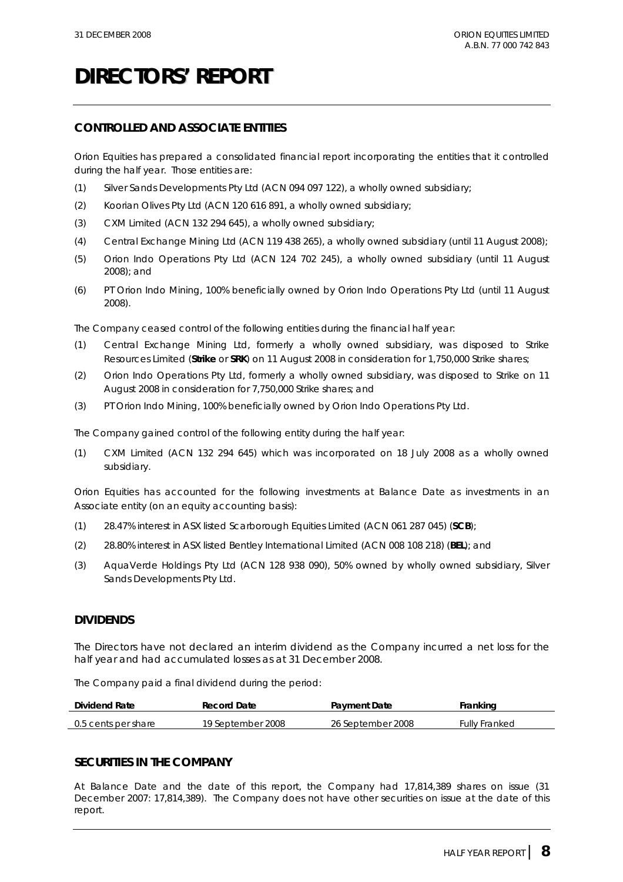# DIRECTORS' REPORT

## CONTROLLED AND ASSOCIATE ENTITIES

Orion Equities has prepared a consolidated financial report incorporating the entities that it controlled during the half year. Those entities are:

(1) Silver Sands Developments Pty Ltd (ACN 094 097 122), a wholly owned subsidiary;

(2) Koorian Olives Pty Ltd (ACN 120 616 891, a wholly owned subsidiary;

(3) CXM Limited (ACN 132 294 645), a wholly owned subsidiary;

(4) Central Exchange Mining Ltd (ACN 119 438 265), a wholly owned subsidiary (until 11 August 2008);

(5) Orion Indo Operations Pty Ltd (ACN 124 702 245), a wholly owned subsidiary (until 11 August 2008); and

(6) PT Orion Indo Mining, 100% beneficially owned by Orion Indo Operations Pty Ltd (until 11 August 2008).

The Company ceased control of the following entities during the financial half year:

(1) Central Exchange Mining Ltd, formerly a wholly owned subsidiary, was disposed to Strike Resources Limited (**Strike** or **SRK**) on 11 August 2008 in consideration for 1,750,000 Strike shares;

(2) Orion Indo Operations Pty Ltd, formerly a wholly owned subsidiary, was disposed to Strike on 11 August 2008 in consideration for 7,750,000 Strike shares; and

(3) PT Orion Indo Mining, 100% beneficially owned by Orion Indo Operations Pty Ltd.

The Company gained control of the following entity during the half year:

(1) CXM Limited (ACN 132 294 645) which was incorporated on 18 July 2008 as a wholly owned subsidiary.

Orion Equities has accounted for the following investments at Balance Date as investments in an Associate entity (on an equity accounting basis):

(1) 28.47% interest in ASX listed Scarborough Equities Limited (ACN 061 287 045) (**SCB**);

(2) 28.80% interest in ASX listed Bentley International Limited (ACN 008 108 218) (**BEL**); and

(3) AquaVerde Holdings Pty Ltd (ACN 128 938 090), 50% owned by wholly owned subsidiary, Silver Sands Developments Pty Ltd.

## DIVIDENDS

The Directors have not declared an interim dividend as the Company incurred a net loss for the half year and had accumulated losses as at 31 December 2008.

The Company paid a final dividend during the period:

| Dividend Rate | Record Date | Payment Date | Franking |
|---|---|---|---|
| 0.5 cents per share | 19 September 2008 | 26 September 2008 | Fully Franked |

## SECURITIES IN THE COMPANY

At Balance Date and the date of this report, the Company had 17,814,389 shares on issue (31 December 2007: 17,814,389). The Company does not have other securities on issue at the date of this report.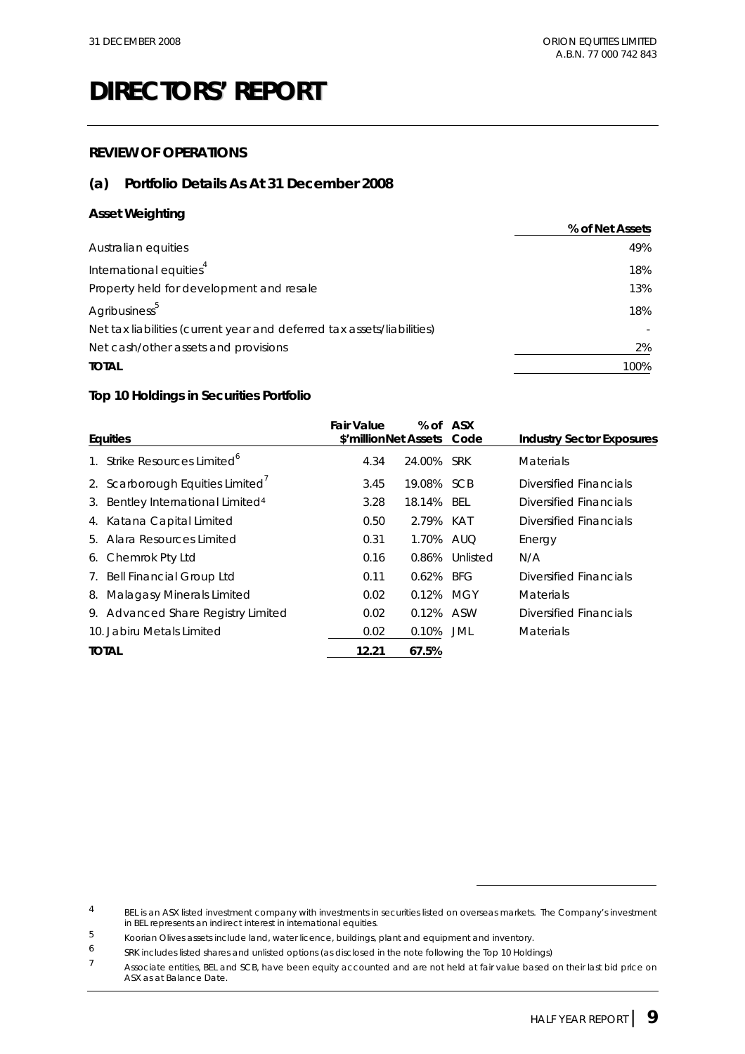# DIRECTORS' REPORT

## REVIEW OF OPERATIONS

### (a) Portfolio Details As At 31 December 2008

**Asset Weighting**

| | % of Net Assets |
|---|---|
| Australian equities | 49% |
| International equities[4] | 18% |
| Property held for development and resale | 13% |
| Agribusiness[5] | 18% |
| Net tax liabilities (current year and deferred tax assets/liabilities) | - |
| Net cash/other assets and provisions | 2% |
| **TOTAL** | 100% |

**Top 10 Holdings in Securities Portfolio**

| Equities | Fair Value $'million | % of Net Assets | ASX Code | Industry Sector Exposures |
|---|---|---|---|---|
| 1. Strike Resources Limited[6] | 4.34 | 24.00% | SRK | Materials |
| 2. Scarborough Equities Limited[7] | 3.45 | 19.08% | SCB | Diversified Financials |
| 3. Bentley International Limited[4] | 3.28 | 18.14% | BEL | Diversified Financials |
| 4. Katana Capital Limited | 0.50 | 2.79% | KAT | Diversified Financials |
| 5. Alara Resources Limited | 0.31 | 1.70% | AUQ | Energy |
| 6. Chemrok Pty Ltd | 0.16 | 0.86% | Unlisted | N/A |
| 7. Bell Financial Group Ltd | 0.11 | 0.62% | BFG | Diversified Financials |
| 8. Malagasy Minerals Limited | 0.02 | 0.12% | MGY | Materials |
| 9. Advanced Share Registry Limited | 0.02 | 0.12% | ASW | Diversified Financials |
| 10. Jabiru Metals Limited | 0.02 | 0.10% | JML | Materials |
| **TOTAL** | **12.21** | **67.5%** | | |

4 BEL is an ASX listed investment company with investments in securities listed on overseas markets. The Company's investment in BEL represents an indirect interest in international equities.

5 Koorian Olives assets include land, water licence, buildings, plant and equipment and inventory.

6 SRK includes listed shares and unlisted options (as disclosed in the note following the Top 10 Holdings)

7 Associate entities, BEL and SCB, have been equity accounted and are not held at fair value based on their last bid price on ASX as at Balance Date.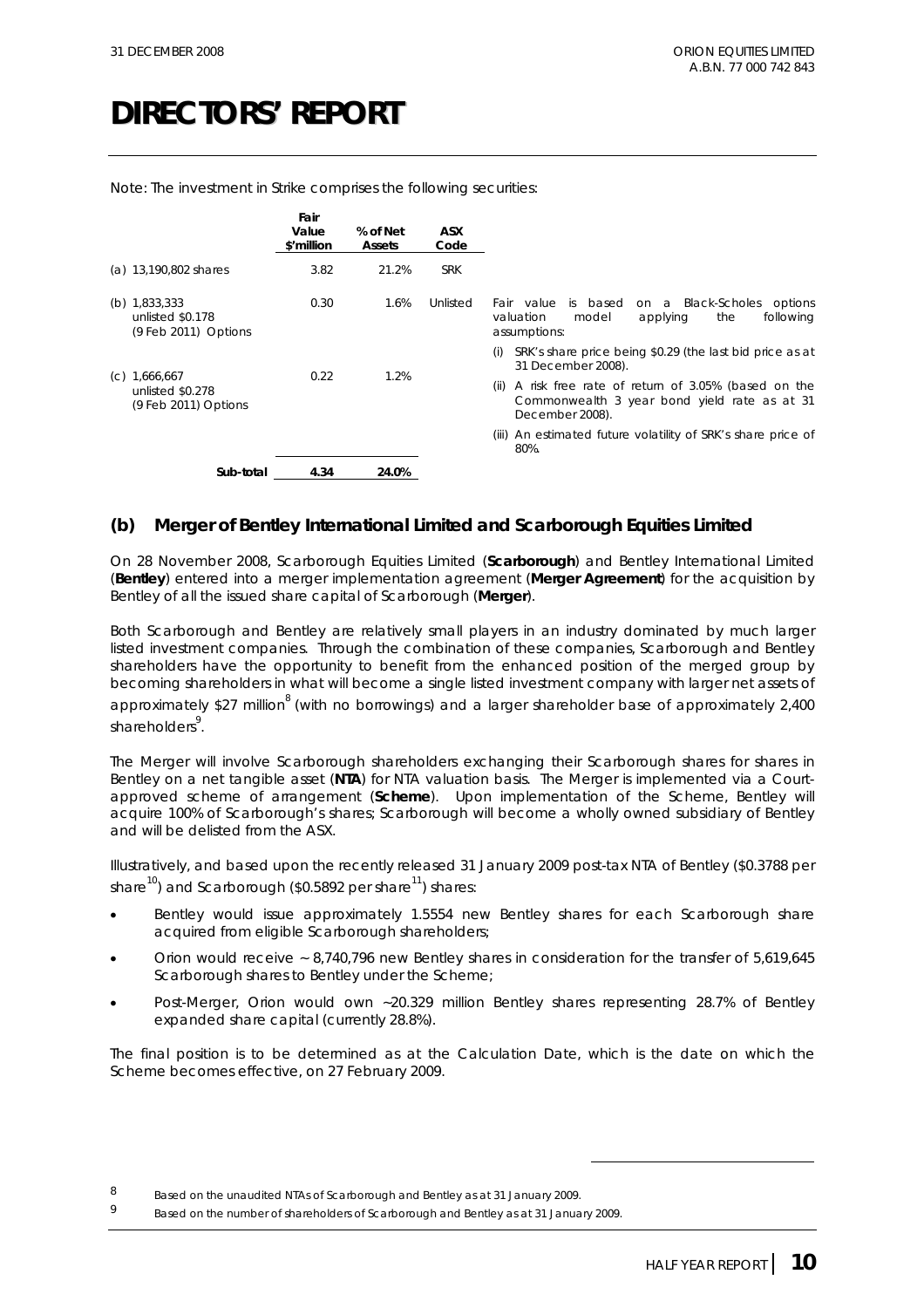# DIRECTORS' REPORT

Note: The investment in Strike comprises the following securities:

| | Fair Value $'million | % of Net Assets | ASX Code | |
|---|---|---|---|---|
| (a) 13,190,802 shares | 3.82 | 21.2% | SRK | |
| (b) 1,833,333 unlisted $0.178 (9 Feb 2011) Options | 0.30 | 1.6% | Unlisted | Fair value is based on a Black-Scholes options valuation model applying the following assumptions: (i) SRK's share price being $0.29 (the last bid price as at 31 December 2008). (ii) A risk free rate of return of 3.05% (based on the Commonwealth 3 year bond yield rate as at 31 December 2008). (iii) An estimated future volatility of SRK's share price of 80%. |
| (c) 1,666,667 unlisted $0.278 (9 Feb 2011) Options | 0.22 | 1.2% | | |
| **Sub-total** | **4.34** | **24.0%** | | |

## (b) Merger of Bentley International Limited and Scarborough Equities Limited

On 28 November 2008, Scarborough Equities Limited (**Scarborough**) and Bentley International Limited (**Bentley**) entered into a merger implementation agreement (**Merger Agreement**) for the acquisition by Bentley of all the issued share capital of Scarborough (**Merger**).

Both Scarborough and Bentley are relatively small players in an industry dominated by much larger listed investment companies. Through the combination of these companies, Scarborough and Bentley shareholders have the opportunity to benefit from the enhanced position of the merged group by becoming shareholders in what will become a single listed investment company with larger net assets of approximately $27 million[8] (with no borrowings) and a larger shareholder base of approximately 2,400 shareholders[9].

The Merger will involve Scarborough shareholders exchanging their Scarborough shares for shares in Bentley on a net tangible asset (**NTA**) for NTA valuation basis. The Merger is implemented via a Court-approved scheme of arrangement (**Scheme**). Upon implementation of the Scheme, Bentley will acquire 100% of Scarborough's shares; Scarborough will become a wholly owned subsidiary of Bentley and will be delisted from the ASX.

Illustratively, and based upon the recently released 31 January 2009 post-tax NTA of Bentley ($0.3788 per share[10]) and Scarborough ($0.5892 per share[11]) shares:

- Bentley would issue approximately 1.5554 new Bentley shares for each Scarborough share acquired from eligible Scarborough shareholders;
- Orion would receive ~ 8,740,796 new Bentley shares in consideration for the transfer of 5,619,645 Scarborough shares to Bentley under the Scheme;
- Post-Merger, Orion would own ~20.329 million Bentley shares representing 28.7% of Bentley expanded share capital (currently 28.8%).

The final position is to be determined as at the Calculation Date, which is the date on which the Scheme becomes effective, on 27 February 2009.

---

8 Based on the unaudited NTAs of Scarborough and Bentley as at 31 January 2009.

9 Based on the number of shareholders of Scarborough and Bentley as at 31 January 2009.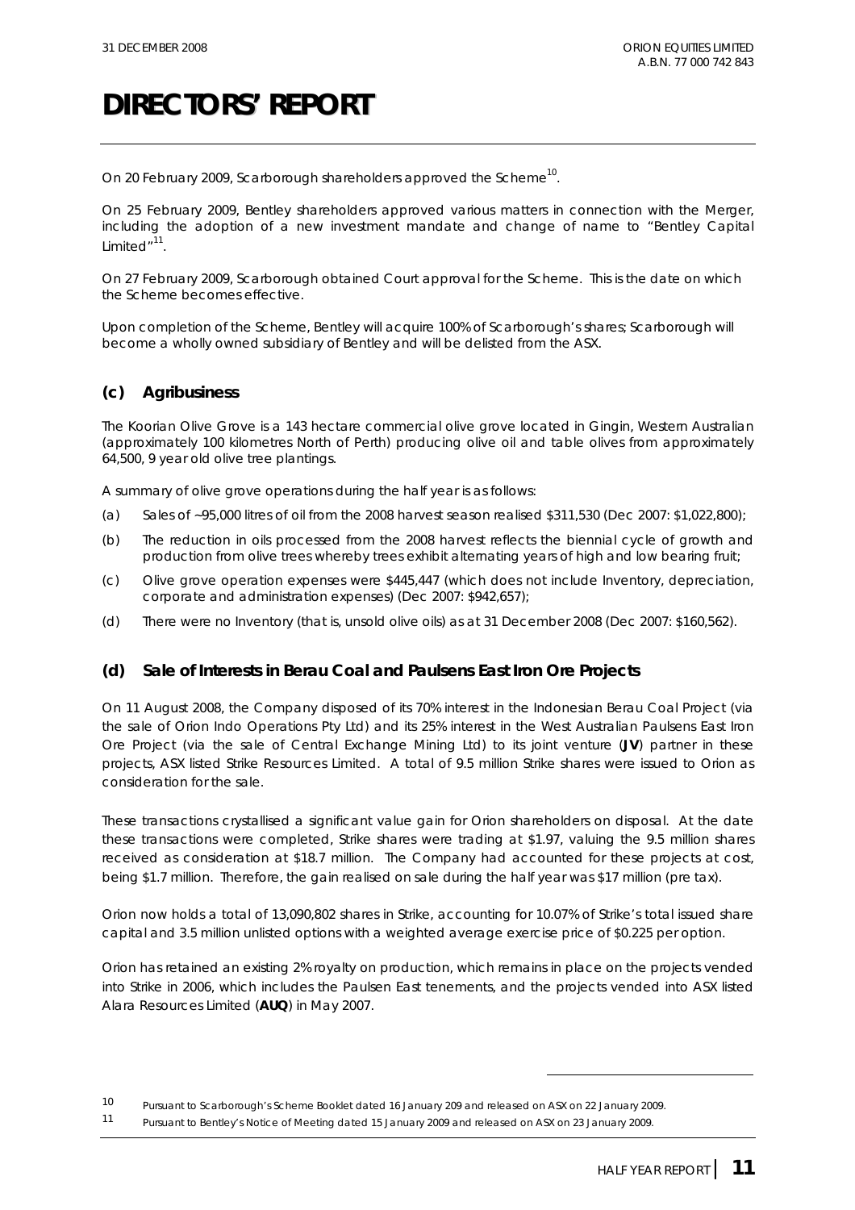# DIRECTORS' REPORT

On 20 February 2009, Scarborough shareholders approved the Scheme[10].

On 25 February 2009, Bentley shareholders approved various matters in connection with the Merger, including the adoption of a new investment mandate and change of name to "Bentley Capital Limited"[11].

On 27 February 2009, Scarborough obtained Court approval for the Scheme. This is the date on which the Scheme becomes effective.

Upon completion of the Scheme, Bentley will acquire 100% of Scarborough's shares; Scarborough will become a wholly owned subsidiary of Bentley and will be delisted from the ASX.

### (c) Agribusiness

The Koorian Olive Grove is a 143 hectare commercial olive grove located in Gingin, Western Australian (approximately 100 kilometres North of Perth) producing olive oil and table olives from approximately 64,500, 9 year old olive tree plantings.

A summary of olive grove operations during the half year is as follows:

(a) Sales of ~95,000 litres of oil from the 2008 harvest season realised $311,530 (Dec 2007: $1,022,800);

(b) The reduction in oils processed from the 2008 harvest reflects the biennial cycle of growth and production from olive trees whereby trees exhibit alternating years of high and low bearing fruit;

(c) Olive grove operation expenses were $445,447 (which does not include Inventory, depreciation, corporate and administration expenses) (Dec 2007: $942,657);

(d) There were no Inventory (that is, unsold olive oils) as at 31 December 2008 (Dec 2007: $160,562).

### (d) Sale of Interests in Berau Coal and Paulsens East Iron Ore Projects

On 11 August 2008, the Company disposed of its 70% interest in the Indonesian Berau Coal Project (via the sale of Orion Indo Operations Pty Ltd) and its 25% interest in the West Australian Paulsens East Iron Ore Project (via the sale of Central Exchange Mining Ltd) to its joint venture (**JV**) partner in these projects, ASX listed Strike Resources Limited. A total of 9.5 million Strike shares were issued to Orion as consideration for the sale.

These transactions crystallised a significant value gain for Orion shareholders on disposal. At the date these transactions were completed, Strike shares were trading at $1.97, valuing the 9.5 million shares received as consideration at $18.7 million. The Company had accounted for these projects at cost, being $1.7 million. Therefore, the gain realised on sale during the half year was $17 million (pre tax).

Orion now holds a total of 13,090,802 shares in Strike, accounting for 10.07% of Strike's total issued share capital and 3.5 million unlisted options with a weighted average exercise price of $0.225 per option.

Orion has retained an existing 2% royalty on production, which remains in place on the projects vended into Strike in 2006, which includes the Paulsen East tenements, and the projects vended into ASX listed Alara Resources Limited (**AUQ**) in May 2007.

---

[10] Pursuant to Scarborough's Scheme Booklet dated 16 January 209 and released on ASX on 22 January 2009.

[11] Pursuant to Bentley's Notice of Meeting dated 15 January 2009 and released on ASX on 23 January 2009.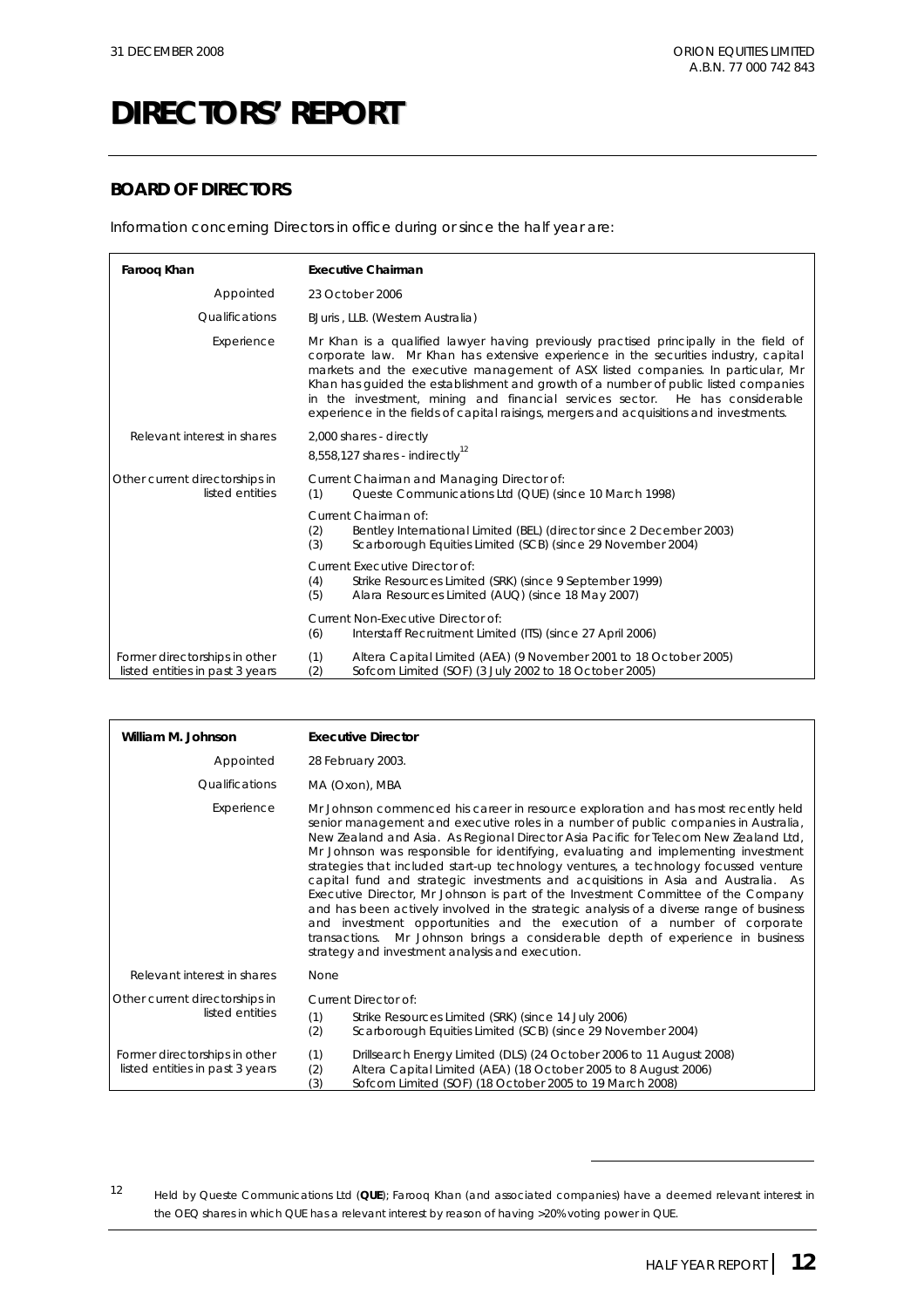# DIRECTORS' REPORT

## BOARD OF DIRECTORS

Information concerning Directors in office during or since the half year are:

| **Farooq Khan** | **Executive Chairman** |
|---|---|
| Appointed | 23 October 2006 |
| Qualifications | BJuris , LLB. (Western Australia) |
| Experience | Mr Khan is a qualified lawyer having previously practised principally in the field of corporate law. Mr Khan has extensive experience in the securities industry, capital markets and the executive management of ASX listed companies. In particular, Mr Khan has guided the establishment and growth of a number of public listed companies in the investment, mining and financial services sector. He has considerable experience in the fields of capital raisings, mergers and acquisitions and investments. |
| Relevant interest in shares | 2,000 shares - directly<br>8,558,127 shares - indirectly[12] |
| Other current directorships in listed entities | Current Chairman and Managing Director of:<br>(1) Queste Communications Ltd (QUE) (since 10 March 1998)<br><br>Current Chairman of:<br>(2) Bentley International Limited (BEL) (director since 2 December 2003)<br>(3) Scarborough Equities Limited (SCB) (since 29 November 2004)<br><br>Current Executive Director of:<br>(4) Strike Resources Limited (SRK) (since 9 September 1999)<br>(5) Alara Resources Limited (AUQ) (since 18 May 2007)<br><br>Current Non-Executive Director of:<br>(6) Interstaff Recruitment Limited (ITS) (since 27 April 2006) |
| Former directorships in other listed entities in past 3 years | (1) Altera Capital Limited (AEA) (9 November 2001 to 18 October 2005)<br>(2) Sofcom Limited (SOF) (3 July 2002 to 18 October 2005) |

| **William M. Johnson** | **Executive Director** |
|---|---|
| Appointed | 28 February 2003. |
| Qualifications | MA (Oxon), MBA |
| Experience | Mr Johnson commenced his career in resource exploration and has most recently held senior management and executive roles in a number of public companies in Australia, New Zealand and Asia. As Regional Director Asia Pacific for Telecom New Zealand Ltd, Mr Johnson was responsible for identifying, evaluating and implementing investment strategies that included start-up technology ventures, a technology focussed venture capital fund and strategic investments and acquisitions in Asia and Australia. As Executive Director, Mr Johnson is part of the Investment Committee of the Company and has been actively involved in the strategic analysis of a diverse range of business and investment opportunities and the execution of a number of corporate transactions. Mr Johnson brings a considerable depth of experience in business strategy and investment analysis and execution. |
| Relevant interest in shares | None |
| Other current directorships in listed entities | Current Director of:<br>(1) Strike Resources Limited (SRK) (since 14 July 2006)<br>(2) Scarborough Equities Limited (SCB) (since 29 November 2004) |
| Former directorships in other listed entities in past 3 years | (1) Drillsearch Energy Limited (DLS) (24 October 2006 to 11 August 2008)<br>(2) Altera Capital Limited (AEA) (18 October 2005 to 8 August 2006)<br>(3) Sofcom Limited (SOF) (18 October 2005 to 19 March 2008) |

[12] Held by Queste Communications Ltd (**QUE**); Farooq Khan (and associated companies) have a deemed relevant interest in the OEQ shares in which QUE has a relevant interest by reason of having >20% voting power in QUE.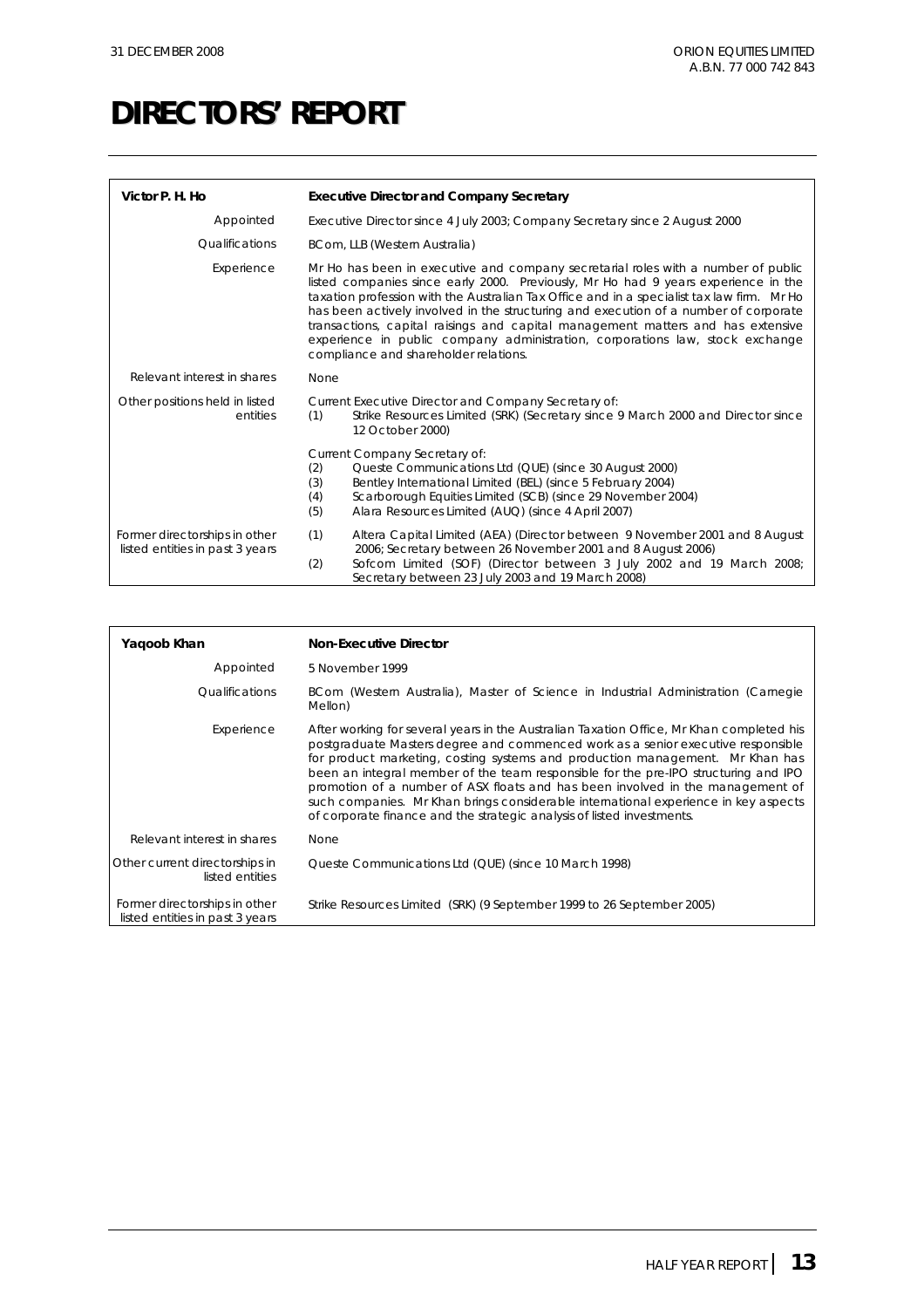# DIRECTORS' REPORT

| Victor P. H. Ho | Executive Director and Company Secretary |
|---|---|
| Appointed | Executive Director since 4 July 2003; Company Secretary since 2 August 2000 |
| Qualifications | BCom, LLB (Western Australia) |
| Experience | Mr Ho has been in executive and company secretarial roles with a number of public listed companies since early 2000. Previously, Mr Ho had 9 years experience in the taxation profession with the Australian Tax Office and in a specialist tax law firm. Mr Ho has been actively involved in the structuring and execution of a number of corporate transactions, capital raisings and capital management matters and has extensive experience in public company administration, corporations law, stock exchange compliance and shareholder relations. |
| Relevant interest in shares | None |
| Other positions held in listed entities | Current Executive Director and Company Secretary of:<br>(1) Strike Resources Limited (SRK) (Secretary since 9 March 2000 and Director since 12 October 2000)<br><br>Current Company Secretary of:<br>(2) Queste Communications Ltd (QUE) (since 30 August 2000)<br>(3) Bentley International Limited (BEL) (since 5 February 2004)<br>(4) Scarborough Equities Limited (SCB) (since 29 November 2004)<br>(5) Alara Resources Limited (AUQ) (since 4 April 2007) |
| Former directorships in other listed entities in past 3 years | (1) Altera Capital Limited (AEA) (Director between 9 November 2001 and 8 August 2006; Secretary between 26 November 2001 and 8 August 2006)<br>(2) Sofcom Limited (SOF) (Director between 3 July 2002 and 19 March 2008; Secretary between 23 July 2003 and 19 March 2008) |

| Yaqoob Khan | Non-Executive Director |
|---|---|
| Appointed | 5 November 1999 |
| Qualifications | BCom (Western Australia), Master of Science in Industrial Administration (Carnegie Mellon) |
| Experience | After working for several years in the Australian Taxation Office, Mr Khan completed his postgraduate Masters degree and commenced work as a senior executive responsible for product marketing, costing systems and production management. Mr Khan has been an integral member of the team responsible for the pre-IPO structuring and IPO promotion of a number of ASX floats and has been involved in the management of such companies. Mr Khan brings considerable international experience in key aspects of corporate finance and the strategic analysis of listed investments. |
| Relevant interest in shares | None |
| Other current directorships in listed entities | Queste Communications Ltd (QUE) (since 10 March 1998) |
| Former directorships in other listed entities in past 3 years | Strike Resources Limited (SRK) (9 September 1999 to 26 September 2005) |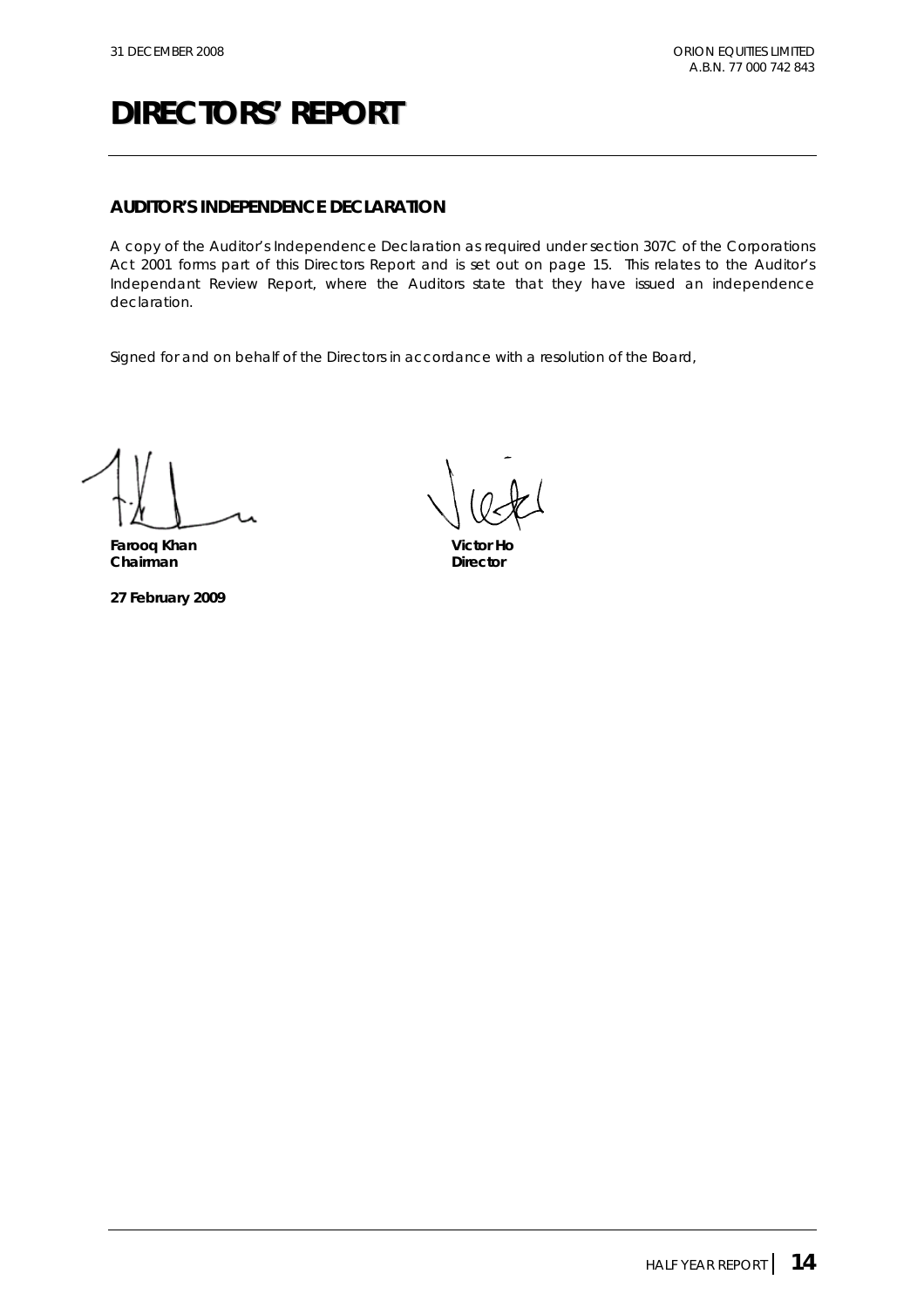# DIRECTORS' REPORT

## AUDITOR'S INDEPENDENCE DECLARATION

A copy of the Auditor's Independence Declaration as required under section 307C of the Corporations Act 2001 forms part of this Directors Report and is set out on page 15. This relates to the Auditor's Independant Review Report, where the Auditors state that they have issued an independence declaration.

Signed for and on behalf of the Directors in accordance with a resolution of the Board,

**Farooq Khan**
**Chairman**

**Victor Ho**
**Director**

**27 February 2009**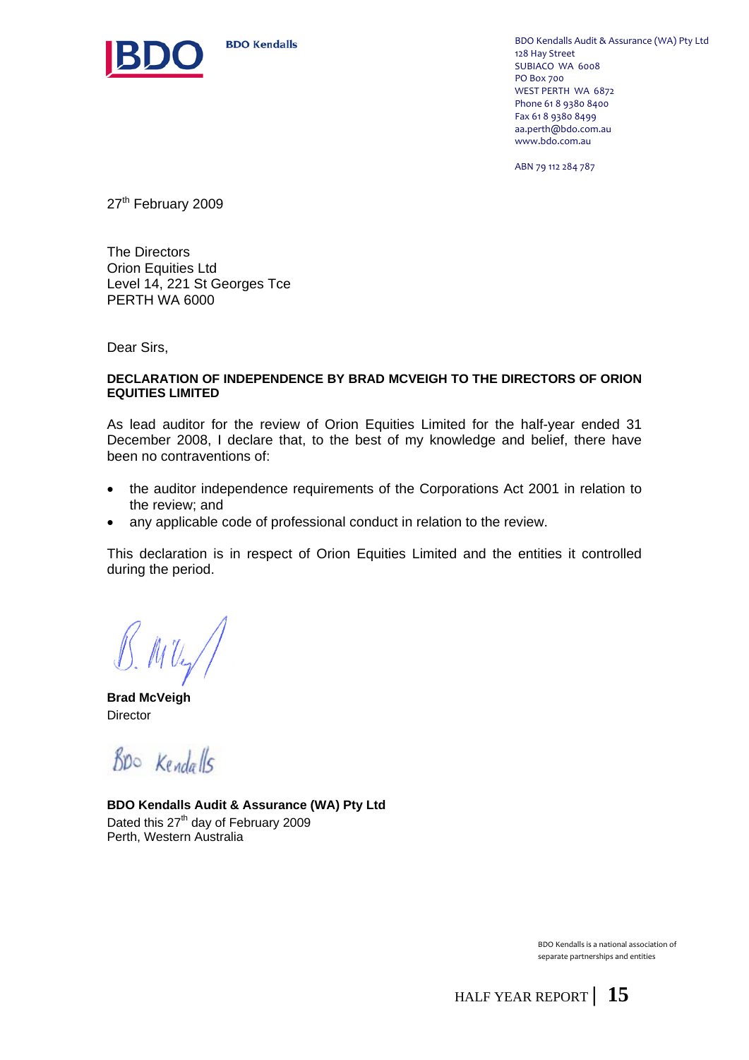BDO Kendalls

BDO Kendalls Audit & Assurance (WA) Pty Ltd
128 Hay Street
SUBIACO WA 6008
PO Box 700
WEST PERTH WA 6872
Phone 61 8 9380 8400
Fax 61 8 9380 8499
aa.perth@bdo.com.au
www.bdo.com.au

ABN 79 112 284 787

27th February 2009

The Directors
Orion Equities Ltd
Level 14, 221 St Georges Tce
PERTH WA 6000

Dear Sirs,

**DECLARATION OF INDEPENDENCE BY BRAD MCVEIGH TO THE DIRECTORS OF ORION EQUITIES LIMITED**

As lead auditor for the review of Orion Equities Limited for the half-year ended 31 December 2008, I declare that, to the best of my knowledge and belief, there have been no contraventions of:

- the auditor independence requirements of the Corporations Act 2001 in relation to the review; and
- any applicable code of professional conduct in relation to the review.

This declaration is in respect of Orion Equities Limited and the entities it controlled during the period.

**Brad McVeigh**
Director

**BDO Kendalls Audit & Assurance (WA) Pty Ltd**
Dated this 27th day of February 2009
Perth, Western Australia

BDO Kendalls is a national association of separate partnerships and entities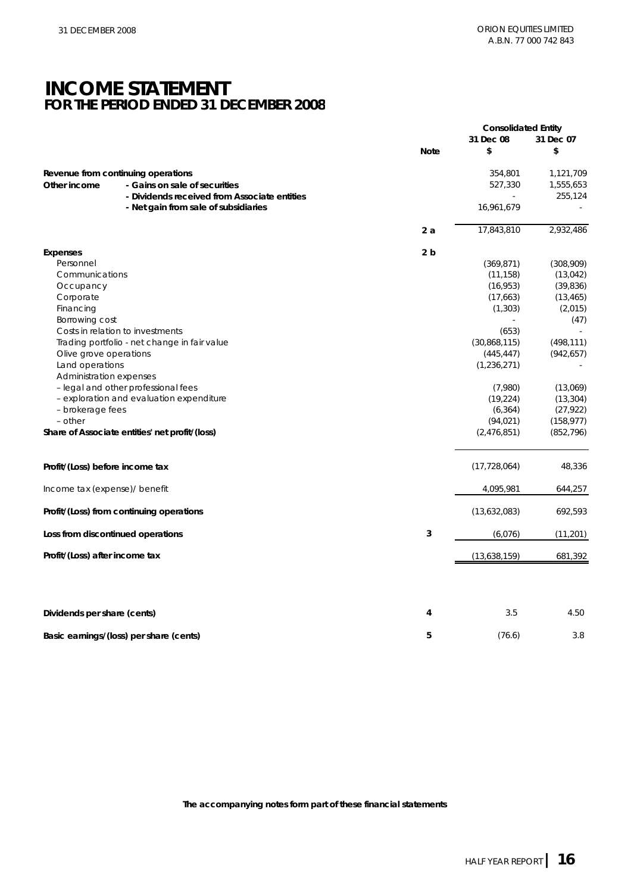# INCOME STATEMENT
## FOR THE PERIOD ENDED 31 DECEMBER 2008

| | Note | Consolidated Entity 31 Dec 08 $ | Consolidated Entity 31 Dec 07 $ |
|---|---|---|---|
| **Revenue from continuing operations** | | 354,801 | 1,121,709 |
| **Other income** - **Gains on sale of securities** | | 527,330 | 1,555,653 |
| - **Dividends received from Associate entities** | | - | 255,124 |
| - **Net gain from sale of subsidiaries** | | 16,961,679 | - |
| | **2 a** | 17,843,810 | 2,932,486 |
| **Expenses** | **2 b** | | |
| Personnel | | (369,871) | (308,909) |
| Communications | | (11,158) | (13,042) |
| Occupancy | | (16,953) | (39,836) |
| Corporate | | (17,663) | (13,465) |
| Financing | | (1,303) | (2,015) |
| Borrowing cost | | - | (47) |
| Costs in relation to investments | | (653) | - |
| Trading portfolio - net change in fair value | | (30,868,115) | (498,111) |
| Olive grove operations | | (445,447) | (942,657) |
| Land operations | | (1,236,271) | - |
| Administration expenses | | | |
| – legal and other professional fees | | (7,980) | (13,069) |
| – exploration and evaluation expenditure | | (19,224) | (13,304) |
| – brokerage fees | | (6,364) | (27,922) |
| – other | | (94,021) | (158,977) |
| **Share of Associate entities' net profit/(loss)** | | (2,476,851) | (852,796) |
| **Profit/(Loss) before income tax** | | (17,728,064) | 48,336 |
| Income tax (expense)/ benefit | | 4,095,981 | 644,257 |
| **Profit/(Loss) from continuing operations** | | (13,632,083) | 692,593 |
| **Loss from discontinued operations** | **3** | (6,076) | (11,201) |
| **Profit/(Loss) after income tax** | | (13,638,159) | 681,392 |
| **Dividends per share (cents)** | **4** | 3.5 | 4.50 |
| **Basic earnings/(loss) per share (cents)** | **5** | (76.6) | 3.8 |

**The accompanying notes form part of these financial statements**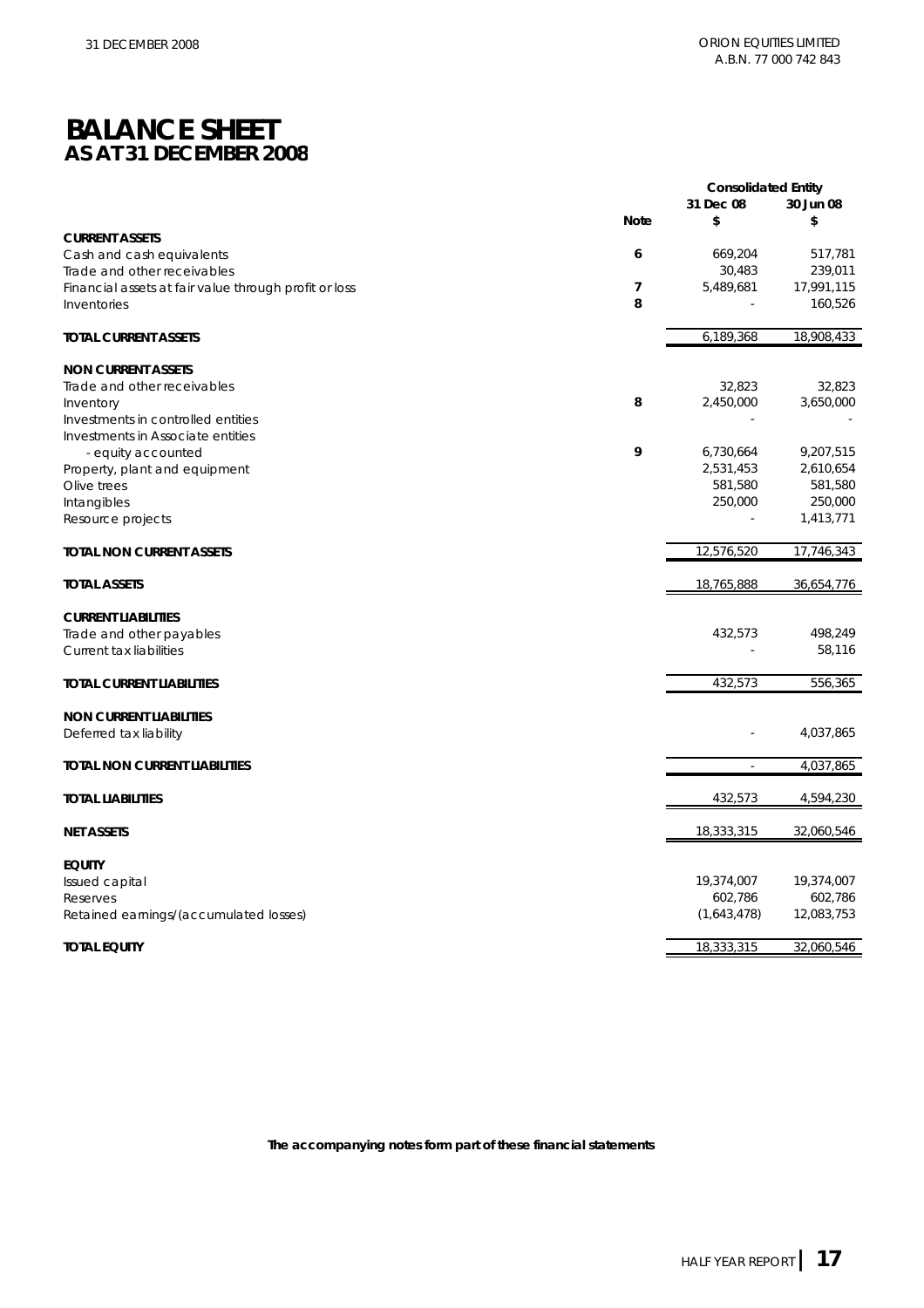# BALANCE SHEET
## AS AT 31 DECEMBER 2008

| | Note | Consolidated Entity 31 Dec 08 $ | 30 Jun 08 $ |
|---|---|---|---|
| **CURRENT ASSETS** | | | |
| Cash and cash equivalents | 6 | 669,204 | 517,781 |
| Trade and other receivables | | 30,483 | 239,011 |
| Financial assets at fair value through profit or loss | 7 | 5,489,681 | 17,991,115 |
| Inventories | 8 | - | 160,526 |
| **TOTAL CURRENT ASSETS** | | 6,189,368 | 18,908,433 |
| **NON CURRENT ASSETS** | | | |
| Trade and other receivables | | 32,823 | 32,823 |
| Inventory | 8 | 2,450,000 | 3,650,000 |
| Investments in controlled entities | | - | - |
| Investments in Associate entities - equity accounted | 9 | 6,730,664 | 9,207,515 |
| Property, plant and equipment | | 2,531,453 | 2,610,654 |
| Olive trees | | 581,580 | 581,580 |
| Intangibles | | 250,000 | 250,000 |
| Resource projects | | - | 1,413,771 |
| **TOTAL NON CURRENT ASSETS** | | 12,576,520 | 17,746,343 |
| **TOTAL ASSETS** | | 18,765,888 | 36,654,776 |
| **CURRENT LIABILITIES** | | | |
| Trade and other payables | | 432,573 | 498,249 |
| Current tax liabilities | | - | 58,116 |
| **TOTAL CURRENT LIABILITIES** | | 432,573 | 556,365 |
| **NON CURRENT LIABILITIES** | | | |
| Deferred tax liability | | - | 4,037,865 |
| **TOTAL NON CURRENT LIABILITIES** | | - | 4,037,865 |
| **TOTAL LIABILITIES** | | 432,573 | 4,594,230 |
| **NET ASSETS** | | 18,333,315 | 32,060,546 |
| **EQUITY** | | | |
| Issued capital | | 19,374,007 | 19,374,007 |
| Reserves | | 602,786 | 602,786 |
| Retained earnings/(accumulated losses) | | (1,643,478) | 12,083,753 |
| **TOTAL EQUITY** | | 18,333,315 | 32,060,546 |

**The accompanying notes form part of these financial statements**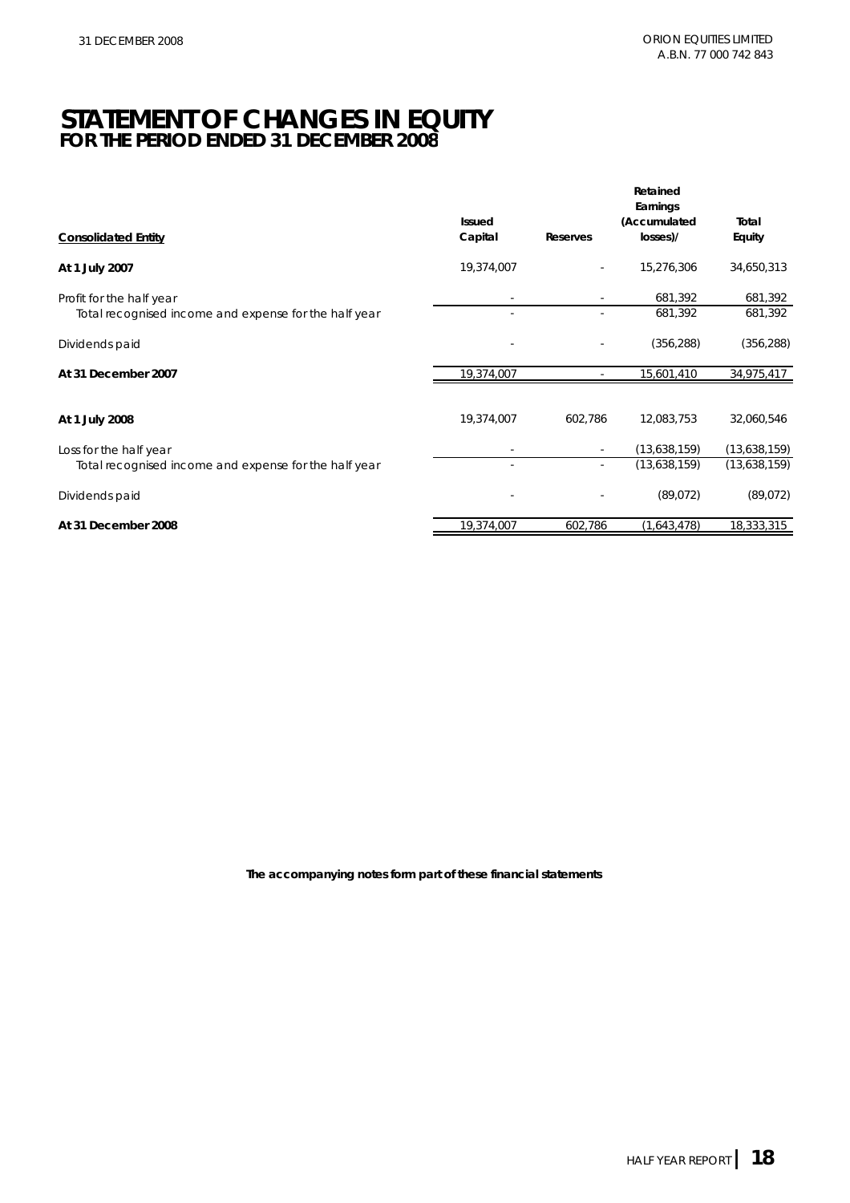# STATEMENT OF CHANGES IN EQUITY
## FOR THE PERIOD ENDED 31 DECEMBER 2008

| Consolidated Entity | Issued Capital | Reserves | Retained Earnings (Accumulated losses)/ | Total Equity |
|---|---|---|---|---|
| **At 1 July 2007** | 19,374,007 | - | 15,276,306 | 34,650,313 |
| Profit for the half year | - | - | 681,392 | 681,392 |
| Total recognised income and expense for the half year | - | - | 681,392 | 681,392 |
| Dividends paid | - | - | (356,288) | (356,288) |
| **At 31 December 2007** | 19,374,007 | - | 15,601,410 | 34,975,417 |
| | | | | |
| **At 1 July 2008** | 19,374,007 | 602,786 | 12,083,753 | 32,060,546 |
| Loss for the half year | - | - | (13,638,159) | (13,638,159) |
| Total recognised income and expense for the half year | - | - | (13,638,159) | (13,638,159) |
| Dividends paid | - | - | (89,072) | (89,072) |
| **At 31 December 2008** | 19,374,007 | 602,786 | (1,643,478) | 18,333,315 |

**The accompanying notes form part of these financial statements**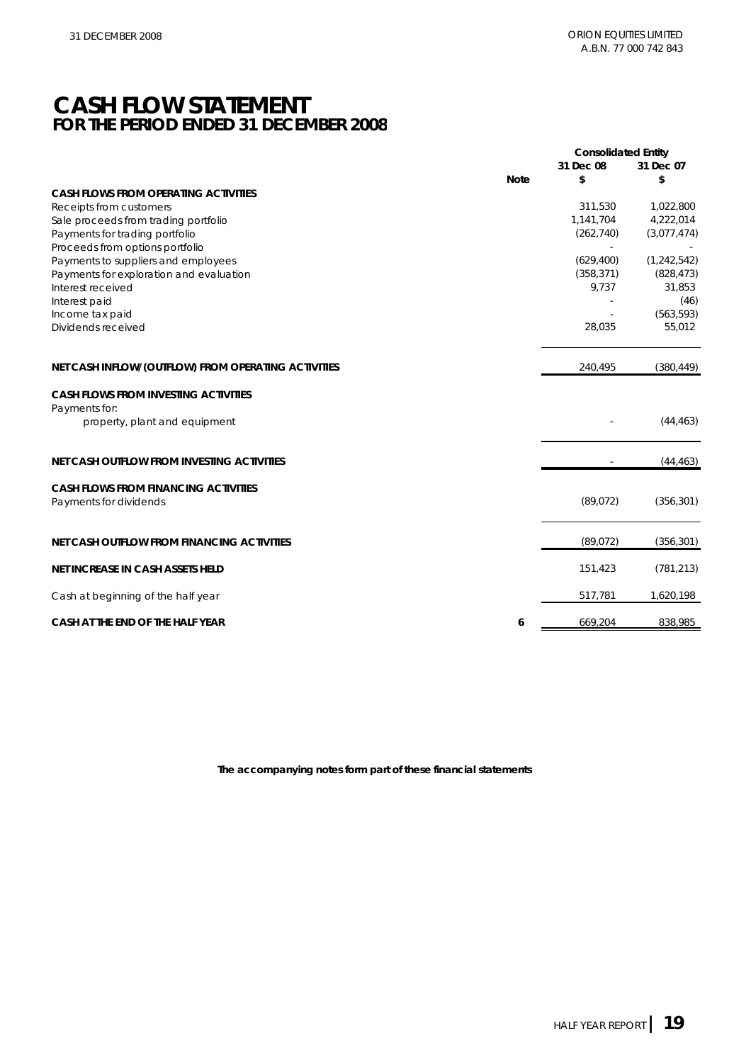# CASH FLOW STATEMENT
## FOR THE PERIOD ENDED 31 DECEMBER 2008

| | Note | Consolidated Entity | |
|---|---|---|---|
| | | 31 Dec 08 | 31 Dec 07 |
| | | $ | $ |
| **CASH FLOWS FROM OPERATING ACTIVITIES** | | | |
| Receipts from customers | | 311,530 | 1,022,800 |
| Sale proceeds from trading portfolio | | 1,141,704 | 4,222,014 |
| Payments for trading portfolio | | (262,740) | (3,077,474) |
| Proceeds from options portfolio | | - | - |
| Payments to suppliers and employees | | (629,400) | (1,242,542) |
| Payments for exploration and evaluation | | (358,371) | (828,473) |
| Interest received | | 9,737 | 31,853 |
| Interest paid | | - | (46) |
| Income tax paid | | - | (563,593) |
| Dividends received | | 28,035 | 55,012 |
| **NET CASH INFLOW/(OUTFLOW) FROM OPERATING ACTIVITIES** | | 240,495 | (380,449) |
| **CASH FLOWS FROM INVESTING ACTIVITIES** | | | |
| Payments for: | | | |
| property, plant and equipment | | - | (44,463) |
| **NET CASH OUTFLOW FROM INVESTING ACTIVITIES** | | - | (44,463) |
| **CASH FLOWS FROM FINANCING ACTIVITIES** | | | |
| Payments for dividends | | (89,072) | (356,301) |
| **NET CASH OUTFLOW FROM FINANCING ACTIVITIES** | | (89,072) | (356,301) |
| **NET INCREASE IN CASH ASSETS HELD** | | 151,423 | (781,213) |
| Cash at beginning of the half year | | 517,781 | 1,620,198 |
| **CASH AT THE END OF THE HALF YEAR** | 6 | 669,204 | 838,985 |

**The accompanying notes form part of these financial statements**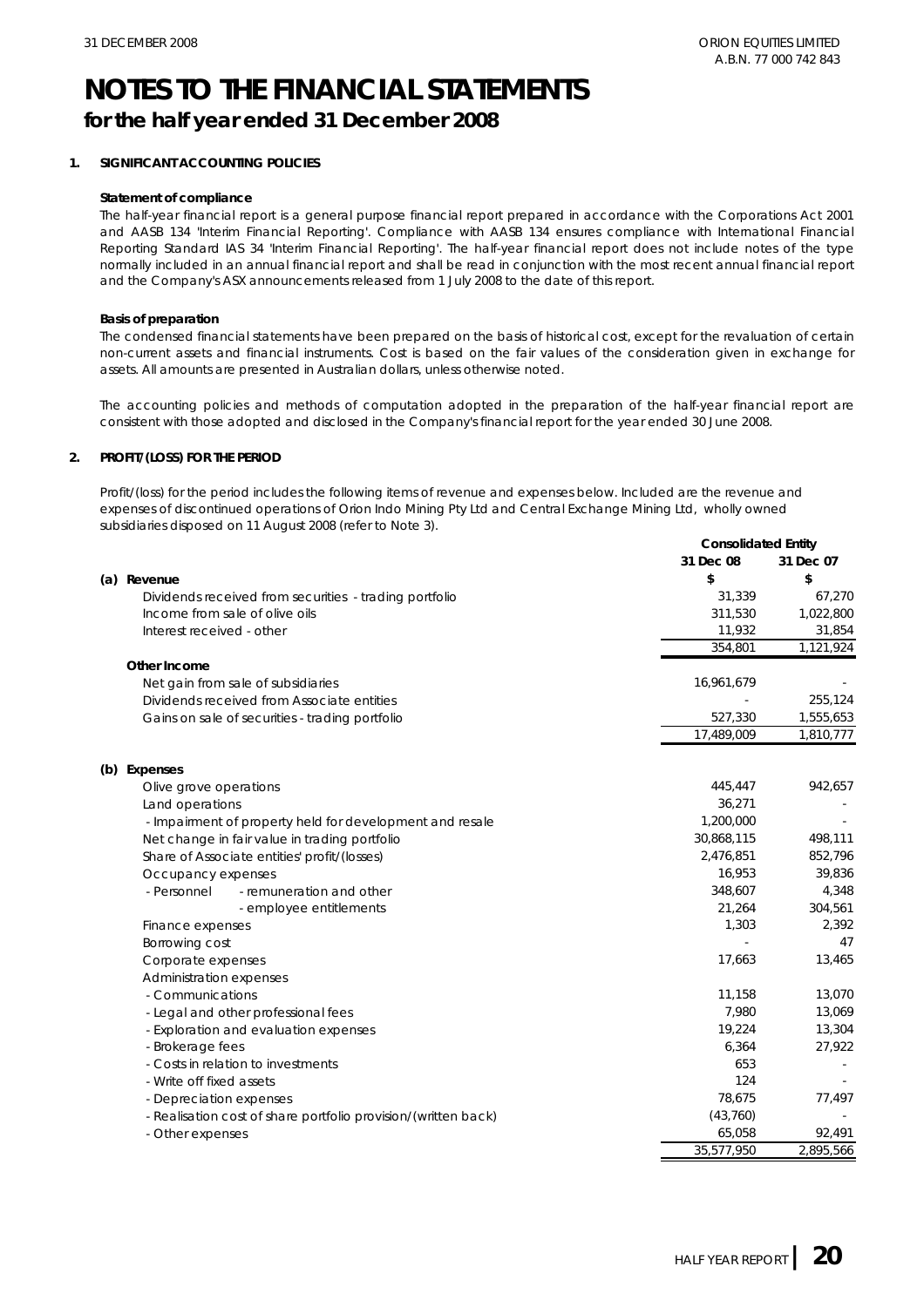# NOTES TO THE FINANCIAL STATEMENTS

## for the half year ended 31 December 2008

### 1. SIGNIFICANT ACCOUNTING POLICIES

**Statement of compliance**

The half-year financial report is a general purpose financial report prepared in accordance with the Corporations Act 2001 and AASB 134 'Interim Financial Reporting'. Compliance with AASB 134 ensures compliance with International Financial Reporting Standard IAS 34 'Interim Financial Reporting'. The half-year financial report does not include notes of the type normally included in an annual financial report and shall be read in conjunction with the most recent annual financial report and the Company's ASX announcements released from 1 July 2008 to the date of this report.

**Basis of preparation**

The condensed financial statements have been prepared on the basis of historical cost, except for the revaluation of certain non-current assets and financial instruments. Cost is based on the fair values of the consideration given in exchange for assets. All amounts are presented in Australian dollars, unless otherwise noted.

The accounting policies and methods of computation adopted in the preparation of the half-year financial report are consistent with those adopted and disclosed in the Company's financial report for the year ended 30 June 2008.

### 2. PROFIT/(LOSS) FOR THE PERIOD

Profit/(loss) for the period includes the following items of revenue and expenses below. Included are the revenue and expenses of discontinued operations of Orion Indo Mining Pty Ltd and Central Exchange Mining Ltd, wholly owned subsidiaries disposed on 11 August 2008 (refer to Note 3).

| | Consolidated Entity | |
|---|---|---|
| | 31 Dec 08 | 31 Dec 07 |
| **(a) Revenue** | **$** | **$** |
| Dividends received from securities - trading portfolio | 31,339 | 67,270 |
| Income from sale of olive oils | 311,530 | 1,022,800 |
| Interest received - other | 11,932 | 31,854 |
| | 354,801 | 1,121,924 |
| **Other Income** | | |
| Net gain from sale of subsidiaries | 16,961,679 | - |
| Dividends received from Associate entities | - | 255,124 |
| Gains on sale of securities - trading portfolio | 527,330 | 1,555,653 |
| | 17,489,009 | 1,810,777 |
| **(b) Expenses** | | |
| Olive grove operations | 445,447 | 942,657 |
| Land operations | 36,271 | - |
| - Impairment of property held for development and resale | 1,200,000 | - |
| Net change in fair value in trading portfolio | 30,868,115 | 498,111 |
| Share of Associate entities' profit/(losses) | 2,476,851 | 852,796 |
| Occupancy expenses | 16,953 | 39,836 |
| - Personnel - remuneration and other | 348,607 | 4,348 |
| - employee entitlements | 21,264 | 304,561 |
| Finance expenses | 1,303 | 2,392 |
| Borrowing cost | - | 47 |
| Corporate expenses | 17,663 | 13,465 |
| Administration expenses | | |
| - Communications | 11,158 | 13,070 |
| - Legal and other professional fees | 7,980 | 13,069 |
| - Exploration and evaluation expenses | 19,224 | 13,304 |
| - Brokerage fees | 6,364 | 27,922 |
| - Costs in relation to investments | 653 | - |
| - Write off fixed assets | 124 | - |
| - Depreciation expenses | 78,675 | 77,497 |
| - Realisation cost of share portfolio provision/(written back) | (43,760) | - |
| - Other expenses | 65,058 | 92,491 |
| | 35,577,950 | 2,895,566 |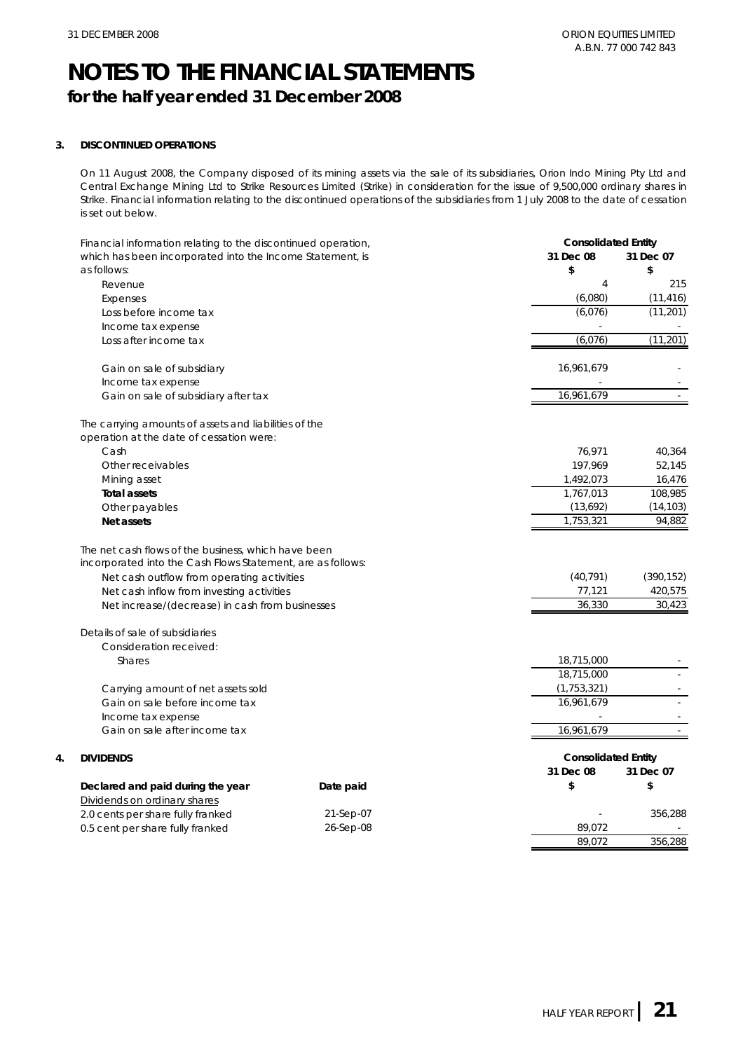# NOTES TO THE FINANCIAL STATEMENTS

## for the half year ended 31 December 2008

### 3. DISCONTINUED OPERATIONS

On 11 August 2008, the Company disposed of its mining assets via the sale of its subsidiaries, Orion Indo Mining Pty Ltd and Central Exchange Mining Ltd to Strike Resources Limited (Strike) in consideration for the issue of 9,500,000 ordinary shares in Strike. Financial information relating to the discontinued operations of the subsidiaries from 1 July 2008 to the date of cessation is set out below.

| Financial information relating to the discontinued operation, which has been incorporated into the Income Statement, is as follows: | Consolidated Entity 31 Dec 08 $ | Consolidated Entity 31 Dec 07 $ |
|---|---|---|
| Revenue | 4 | 215 |
| Expenses | (6,080) | (11,416) |
| Loss before income tax | (6,076) | (11,201) |
| Income tax expense | - | - |
| Loss after income tax | (6,076) | (11,201) |
| | | |
| Gain on sale of subsidiary | 16,961,679 | - |
| Income tax expense | - | - |
| Gain on sale of subsidiary after tax | 16,961,679 | - |
| | | |
| The carrying amounts of assets and liabilities of the operation at the date of cessation were: | | |
| Cash | 76,971 | 40,364 |
| Other receivables | 197,969 | 52,145 |
| Mining asset | 1,492,073 | 16,476 |
| **Total assets** | 1,767,013 | 108,985 |
| Other payables | (13,692) | (14,103) |
| **Net assets** | 1,753,321 | 94,882 |
| | | |
| The net cash flows of the business, which have been incorporated into the Cash Flows Statement, are as follows: | | |
| Net cash outflow from operating activities | (40,791) | (390,152) |
| Net cash inflow from investing activities | 77,121 | 420,575 |
| Net increase/(decrease) in cash from businesses | 36,330 | 30,423 |
| | | |
| Details of sale of subsidiaries | | |
| Consideration received: | | |
| Shares | 18,715,000 | - |
| | 18,715,000 | - |
| Carrying amount of net assets sold | (1,753,321) | - |
| Gain on sale before income tax | 16,961,679 | - |
| Income tax expense | - | - |
| Gain on sale after income tax | 16,961,679 | - |

### 4. DIVIDENDS

| Declared and paid during the year | Date paid | Consolidated Entity 31 Dec 08 $ | Consolidated Entity 31 Dec 07 $ |
|---|---|---|---|
| Dividends on ordinary shares | | | |
| 2.0 cents per share fully franked | 21-Sep-07 | - | 356,288 |
| 0.5 cent per share fully franked | 26-Sep-08 | 89,072 | - |
| | | 89,072 | 356,288 |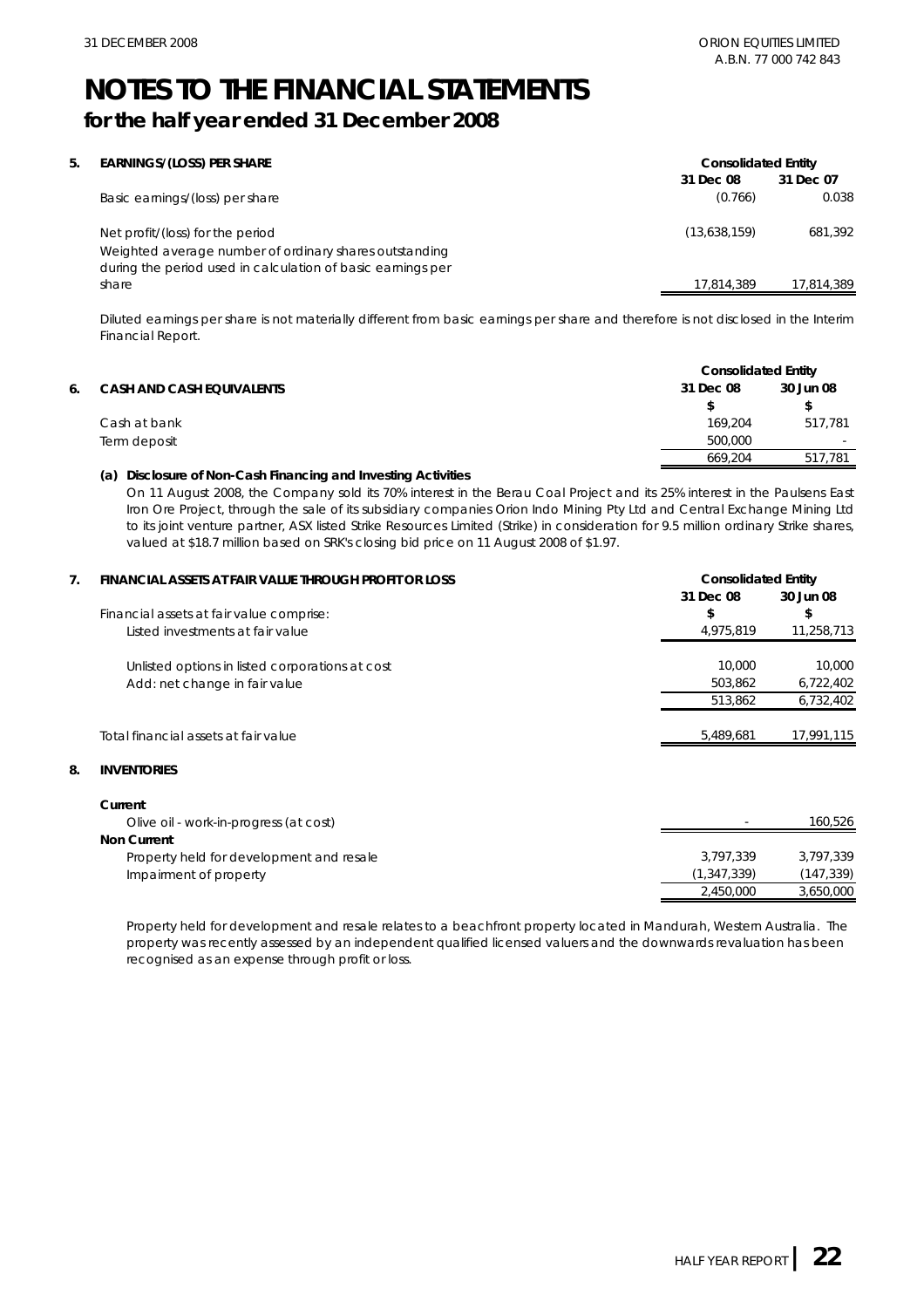# NOTES TO THE FINANCIAL STATEMENTS

## for the half year ended 31 December 2008

**5. EARNINGS/(LOSS) PER SHARE**

| | Consolidated Entity | |
|---|---|---|
| | 31 Dec 08 | 31 Dec 07 |
| Basic earnings/(loss) per share | (0.766) | 0.038 |
| Net profit/(loss) for the period | (13,638,159) | 681,392 |
| Weighted average number of ordinary shares outstanding during the period used in calculation of basic earnings per share | 17,814,389 | 17,814,389 |

Diluted earnings per share is not materially different from basic earnings per share and therefore is not disclosed in the Interim Financial Report.

**6. CASH AND CASH EQUIVALENTS**

| | Consolidated Entity | |
|---|---|---|
| | 31 Dec 08 | 30 Jun 08 |
| | $ | $ |
| Cash at bank | 169,204 | 517,781 |
| Term deposit | 500,000 | - |
| | 669,204 | 517,781 |

**(a) Disclosure of Non-Cash Financing and Investing Activities**

On 11 August 2008, the Company sold its 70% interest in the Berau Coal Project and its 25% interest in the Paulsens East Iron Ore Project, through the sale of its subsidiary companies Orion Indo Mining Pty Ltd and Central Exchange Mining Ltd to its joint venture partner, ASX listed Strike Resources Limited (Strike) in consideration for 9.5 million ordinary Strike shares, valued at $18.7 million based on SRK's closing bid price on 11 August 2008 of $1.97.

**7. FINANCIAL ASSETS AT FAIR VALUE THROUGH PROFIT OR LOSS**

| | Consolidated Entity | |
|---|---|---|
| | 31 Dec 08 | 30 Jun 08 |
| Financial assets at fair value comprise: | $ | $ |
| Listed investments at fair value | 4,975,819 | 11,258,713 |
| Unlisted options in listed corporations at cost | 10,000 | 10,000 |
| Add: net change in fair value | 503,862 | 6,722,402 |
| | 513,862 | 6,732,402 |
| Total financial assets at fair value | 5,489,681 | 17,991,115 |

**8. INVENTORIES**

| | 31 Dec 08 | 30 Jun 08 |
|---|---|---|
| **Current** | | |
| Olive oil - work-in-progress (at cost) | - | 160,526 |
| **Non Current** | | |
| Property held for development and resale | 3,797,339 | 3,797,339 |
| Impairment of property | (1,347,339) | (147,339) |
| | 2,450,000 | 3,650,000 |

Property held for development and resale relates to a beachfront property located in Mandurah, Western Australia. The property was recently assessed by an independent qualified licensed valuers and the downwards revaluation has been recognised as an expense through profit or loss.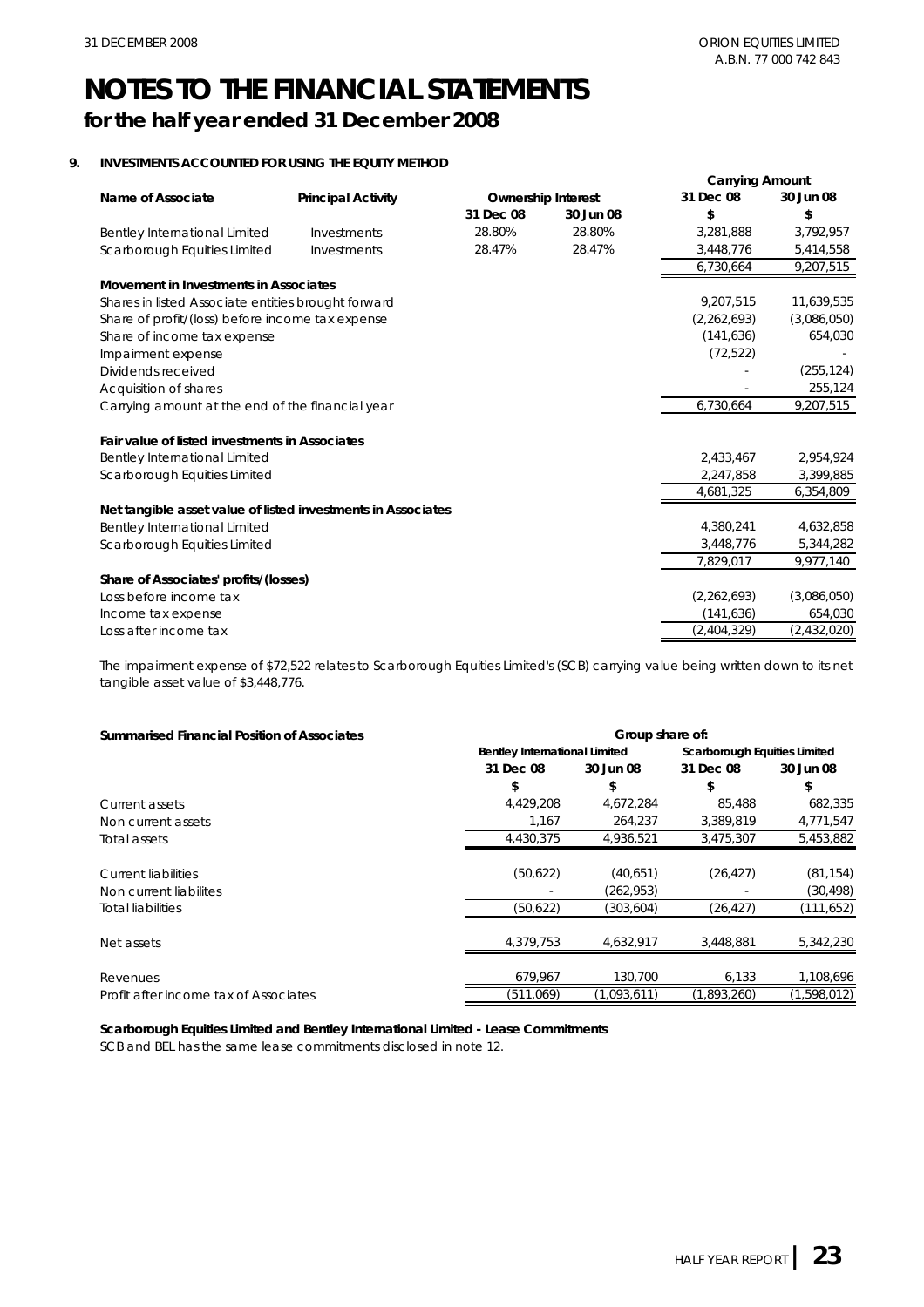# NOTES TO THE FINANCIAL STATEMENTS

## for the half year ended 31 December 2008

### 9. INVESTMENTS ACCOUNTED FOR USING THE EQUITY METHOD

| Name of Associate | Principal Activity | Ownership Interest | | Carrying Amount | |
|---|---|---|---|---|---|
| | | 31 Dec 08 | 30 Jun 08 | 31 Dec 08 | 30 Jun 08 |
| | | | | $ | $ |
| Bentley International Limited | Investments | 28.80% | 28.80% | 3,281,888 | 3,792,957 |
| Scarborough Equities Limited | Investments | 28.47% | 28.47% | 3,448,776 | 5,414,558 |
| | | | | 6,730,664 | 9,207,515 |
| **Movement in Investments in Associates** | | | | | |
| Shares in listed Associate entities brought forward | | | | 9,207,515 | 11,639,535 |
| Share of profit/(loss) before income tax expense | | | | (2,262,693) | (3,086,050) |
| Share of income tax expense | | | | (141,636) | 654,030 |
| Impairment expense | | | | (72,522) | - |
| Dividends received | | | | - | (255,124) |
| Acquisition of shares | | | | - | 255,124 |
| Carrying amount at the end of the financial year | | | | 6,730,664 | 9,207,515 |
| **Fair value of listed investments in Associates** | | | | | |
| Bentley International Limited | | | | 2,433,467 | 2,954,924 |
| Scarborough Equities Limited | | | | 2,247,858 | 3,399,885 |
| | | | | 4,681,325 | 6,354,809 |
| **Net tangible asset value of listed investments in Associates** | | | | | |
| Bentley International Limited | | | | 4,380,241 | 4,632,858 |
| Scarborough Equities Limited | | | | 3,448,776 | 5,344,282 |
| | | | | 7,829,017 | 9,977,140 |
| **Share of Associates' profits/(losses)** | | | | | |
| Loss before income tax | | | | (2,262,693) | (3,086,050) |
| Income tax expense | | | | (141,636) | 654,030 |
| Loss after income tax | | | | (2,404,329) | (2,432,020) |

*The impairment expense of $72,522 relates to Scarborough Equities Limited's (SCB) carrying value being written down to its net tangible asset value of $3,448,776.*

| Summarised Financial Position of Associates | Group share of: | | | |
|---|---|---|---|---|
| | Bentley International Limited | | Scarborough Equities Limited | |
| | 31 Dec 08 | 30 Jun 08 | 31 Dec 08 | 30 Jun 08 |
| | $ | $ | $ | $ |
| Current assets | 4,429,208 | 4,672,284 | 85,488 | 682,335 |
| Non current assets | 1,167 | 264,237 | 3,389,819 | 4,771,547 |
| Total assets | 4,430,375 | 4,936,521 | 3,475,307 | 5,453,882 |
| Current liabilities | (50,622) | (40,651) | (26,427) | (81,154) |
| Non current liabilites | - | (262,953) | - | (30,498) |
| Total liabilities | (50,622) | (303,604) | (26,427) | (111,652) |
| Net assets | 4,379,753 | 4,632,917 | 3,448,881 | 5,342,230 |
| Revenues | 679,967 | 130,700 | 6,133 | 1,108,696 |
| Profit after income tax of Associates | (511,069) | (1,093,611) | (1,893,260) | (1,598,012) |

**Scarborough Equities Limited and Bentley International Limited - Lease Commitments**

SCB and BEL has the same lease commitments disclosed in note 12.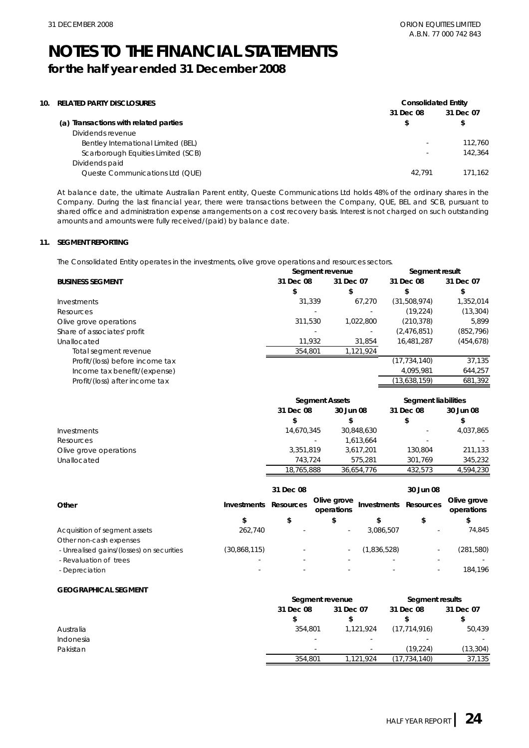# NOTES TO THE FINANCIAL STATEMENTS

## for the half year ended 31 December 2008

### 10. RELATED PARTY DISCLOSURES

| | Consolidated Entity | |
|---|---|---|
| | 31 Dec 08 | 31 Dec 07 |
| **(a) Transactions with related parties** | $ | $ |
| Dividends revenue | | |
| Bentley International Limited (BEL) | - | 112,760 |
| Scarborough Equities Limited (SCB) | - | 142,364 |
| Dividends paid | | |
| Queste Communications Ltd (QUE) | 42,791 | 171,162 |

At balance date, the ultimate Australian Parent entity, Queste Communications Ltd holds 48% of the ordinary shares in the Company. During the last financial year, there were transactions between the Company, QUE, BEL and SCB, pursuant to shared office and administration expense arrangements on a cost recovery basis. Interest is not charged on such outstanding amounts and amounts were fully received/(paid) by balance date.

### 11. SEGMENT REPORTING

The Consolidated Entity operates in the investments, olive grove operations and resources sectors.

| | Segment revenue | | Segment result | |
|---|---|---|---|---|
| **BUSINESS SEGMENT** | 31 Dec 08 | 31 Dec 07 | 31 Dec 08 | 31 Dec 07 |
| | $ | $ | $ | $ |
| Investments | 31,339 | 67,270 | (31,508,974) | 1,352,014 |
| Resources | - | - | (19,224) | (13,304) |
| Olive grove operations | 311,530 | 1,022,800 | (210,378) | 5,899 |
| Share of associates' profit | - | - | (2,476,851) | (852,796) |
| Unallocated | 11,932 | 31,854 | 16,481,287 | (454,678) |
| Total segment revenue | 354,801 | 1,121,924 | | |
| Profit/(loss) before income tax | | | (17,734,140) | 37,135 |
| Income tax benefit/(expense) | | | 4,095,981 | 644,257 |
| Profit/(loss) after income tax | | | (13,638,159) | 681,392 |

| | Segment Assets | | Segment liabilities | |
|---|---|---|---|---|
| | 31 Dec 08 | 30 Jun 08 | 31 Dec 08 | 30 Jun 08 |
| | $ | $ | $ | $ |
| Investments | 14,670,345 | 30,848,630 | - | 4,037,865 |
| Resources | - | 1,613,664 | - | - |
| Olive grove operations | 3,351,819 | 3,617,201 | 130,804 | 211,133 |
| Unallocated | 743,724 | 575,281 | 301,769 | 345,232 |
| | 18,765,888 | 36,654,776 | 432,573 | 4,594,230 |

| | 31 Dec 08 | | | 30 Jun 08 | | |
|---|---|---|---|---|---|---|
| **Other** | Investments | Resources | Olive grove operations | Investments | Resources | Olive grove operations |
| | $ | $ | $ | $ | $ | $ |
| Acquisition of segment assets | 262,740 | - | - | 3,086,507 | - | 74,845 |
| Other non-cash expenses | | | | | | |
| - Unrealised gains/(losses) on securities | (30,868,115) | - | - | (1,836,528) | - | (281,580) |
| - Revaluation of trees | - | - | - | - | - | - |
| - Depreciation | - | - | - | - | - | 184,196 |

**GEOGRAPHICAL SEGMENT**

| | Segment revenue | | Segment results | |
|---|---|---|---|---|
| | 31 Dec 08 | 31 Dec 07 | 31 Dec 08 | 31 Dec 07 |
| | $ | $ | $ | $ |
| Australia | 354,801 | 1,121,924 | (17,714,916) | 50,439 |
| Indonesia | - | - | - | - |
| Pakistan | - | - | (19,224) | (13,304) |
| | 354,801 | 1,121,924 | (17,734,140) | 37,135 |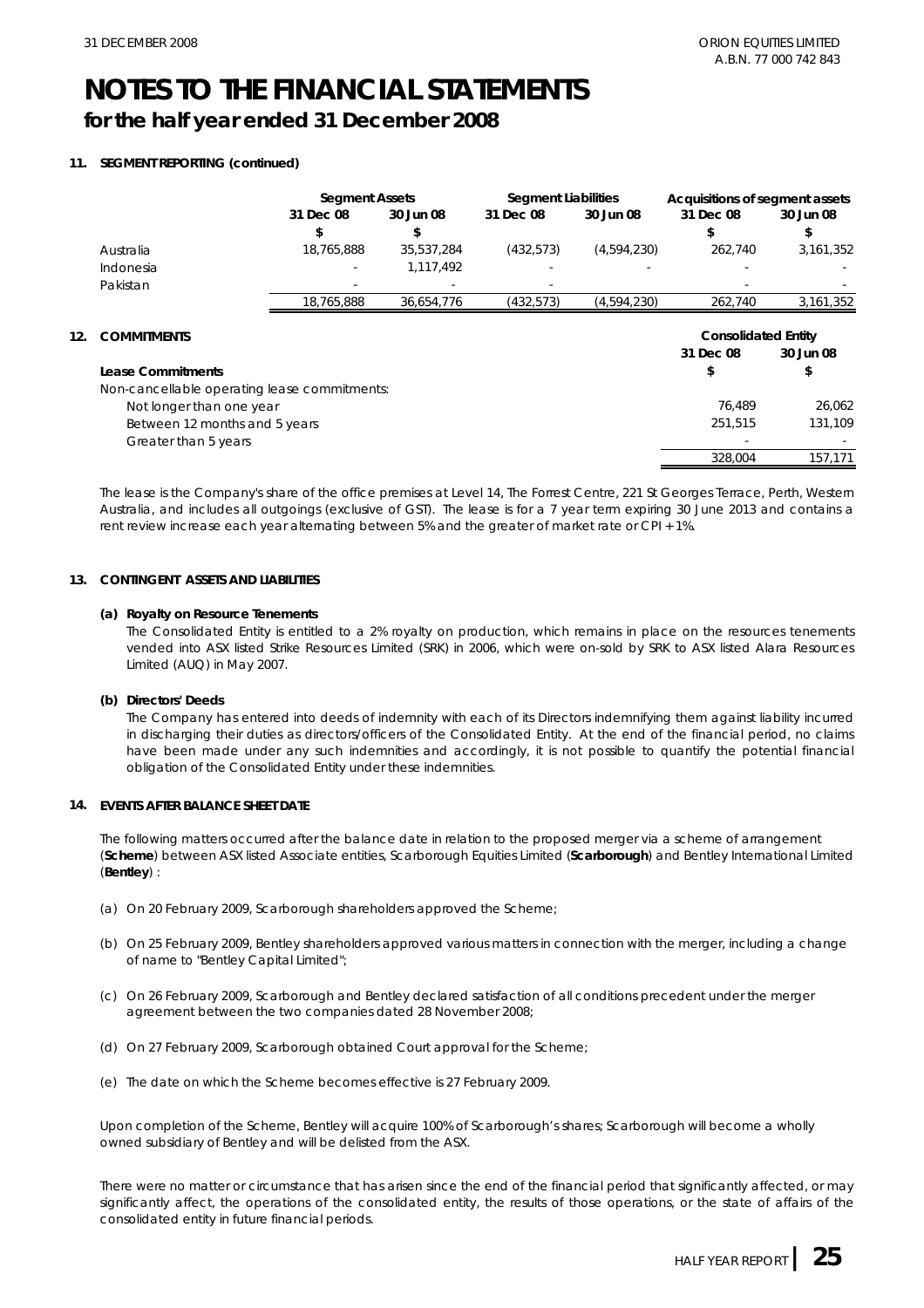# NOTES TO THE FINANCIAL STATEMENTS

## for the half year ended 31 December 2008

### 11. SEGMENT REPORTING (continued)

| | Segment Assets | | Segment Liabilities | | Acquisitions of segment assets | |
|---|---|---|---|---|---|---|
| | 31 Dec 08 | 30 Jun 08 | 31 Dec 08 | 30 Jun 08 | 31 Dec 08 | 30 Jun 08 |
| | $ | $ | | | $ | $ |
| Australia | 18,765,888 | 35,537,284 | (432,573) | (4,594,230) | 262,740 | 3,161,352 |
| Indonesia | - | 1,117,492 | - | - | - | - |
| Pakistan | - | - | - | | - | - |
| | 18,765,888 | 36,654,776 | (432,573) | (4,594,230) | 262,740 | 3,161,352 |

### 12. COMMITMENTS

| | Consolidated Entity | |
|---|---|---|
| | 31 Dec 08 | 30 Jun 08 |
| **Lease Commitments** | $ | $ |
| Non-cancellable operating lease commitments: | | |
| Not longer than one year | 76,489 | 26,062 |
| Between 12 months and 5 years | 251,515 | 131,109 |
| Greater than 5 years | - | - |
| | 328,004 | 157,171 |

The lease is the Company's share of the office premises at Level 14, The Forrest Centre, 221 St Georges Terrace, Perth, Western Australia, and includes all outgoings (exclusive of GST). The lease is for a 7 year term expiring 30 June 2013 and contains a rent review increase each year alternating between 5% and the greater of market rate or CPI + 1%.

### 13. CONTINGENT ASSETS AND LIABILITIES

**(a) Royalty on Resource Tenements**

The Consolidated Entity is entitled to a 2% royalty on production, which remains in place on the resources tenements vended into ASX listed Strike Resources Limited (SRK) in 2006, which were on-sold by SRK to ASX listed Alara Resources Limited (AUQ) in May 2007.

**(b) Directors' Deeds**

The Company has entered into deeds of indemnity with each of its Directors indemnifying them against liability incurred in discharging their duties as directors/officers of the Consolidated Entity. At the end of the financial period, no claims have been made under any such indemnities and accordingly, it is not possible to quantify the potential financial obligation of the Consolidated Entity under these indemnities.

### 14. EVENTS AFTER BALANCE SHEET DATE

The following matters occurred after the balance date in relation to the proposed merger via a scheme of arrangement (**Scheme**) between ASX listed Associate entities, Scarborough Equities Limited (**Scarborough**) and Bentley International Limited (**Bentley**) :

(a) On 20 February 2009, Scarborough shareholders approved the Scheme;

(b) On 25 February 2009, Bentley shareholders approved various matters in connection with the merger, including a change of name to "Bentley Capital Limited";

(c) On 26 February 2009, Scarborough and Bentley declared satisfaction of all conditions precedent under the merger agreement between the two companies dated 28 November 2008;

(d) On 27 February 2009, Scarborough obtained Court approval for the Scheme;

(e) The date on which the Scheme becomes effective is 27 February 2009.

Upon completion of the Scheme, Bentley will acquire 100% of Scarborough's shares; Scarborough will become a wholly owned subsidiary of Bentley and will be delisted from the ASX.

There were no matter or circumstance that has arisen since the end of the financial period that significantly affected, or may significantly affect, the operations of the consolidated entity, the results of those operations, or the state of affairs of the consolidated entity in future financial periods.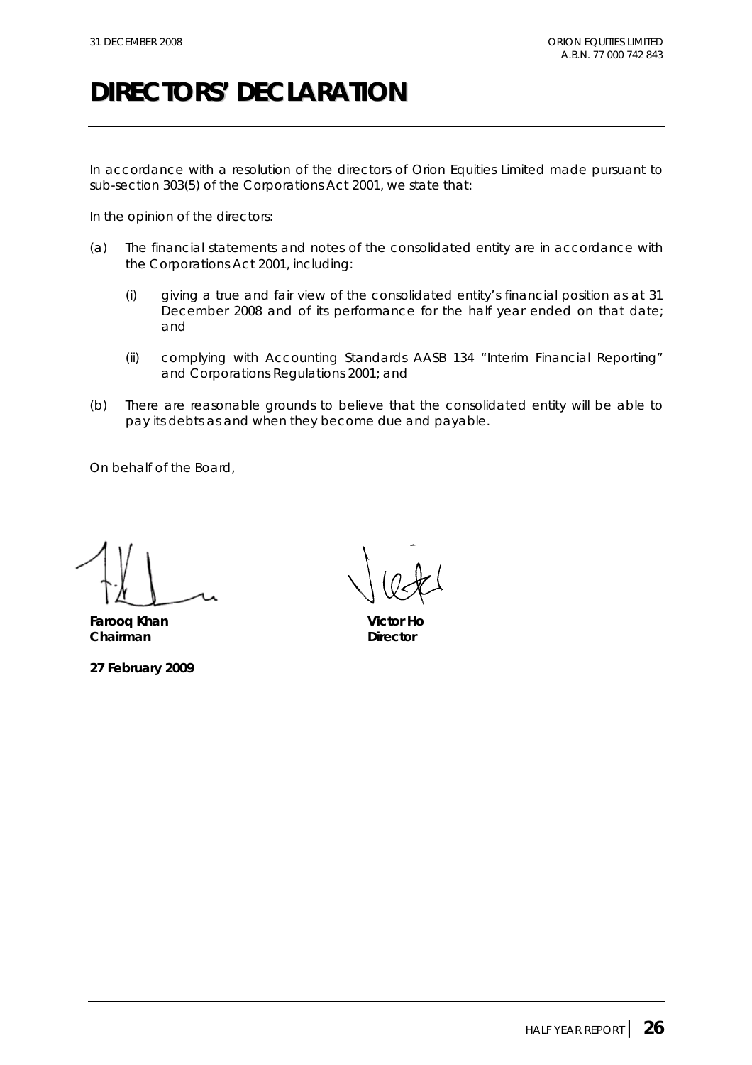# DIRECTORS' DECLARATION

In accordance with a resolution of the directors of Orion Equities Limited made pursuant to sub-section 303(5) of the Corporations Act 2001, we state that:

In the opinion of the directors:

(a) The financial statements and notes of the consolidated entity are in accordance with the Corporations Act 2001, including:

  (i) giving a true and fair view of the consolidated entity's financial position as at 31 December 2008 and of its performance for the half year ended on that date; and

  (ii) complying with Accounting Standards AASB 134 "Interim Financial Reporting" and Corporations Regulations 2001; and

(b) There are reasonable grounds to believe that the consolidated entity will be able to pay its debts as and when they become due and payable.

On behalf of the Board,

**Farooq Khan**
**Chairman**

**Victor Ho**
**Director**

**27 February 2009**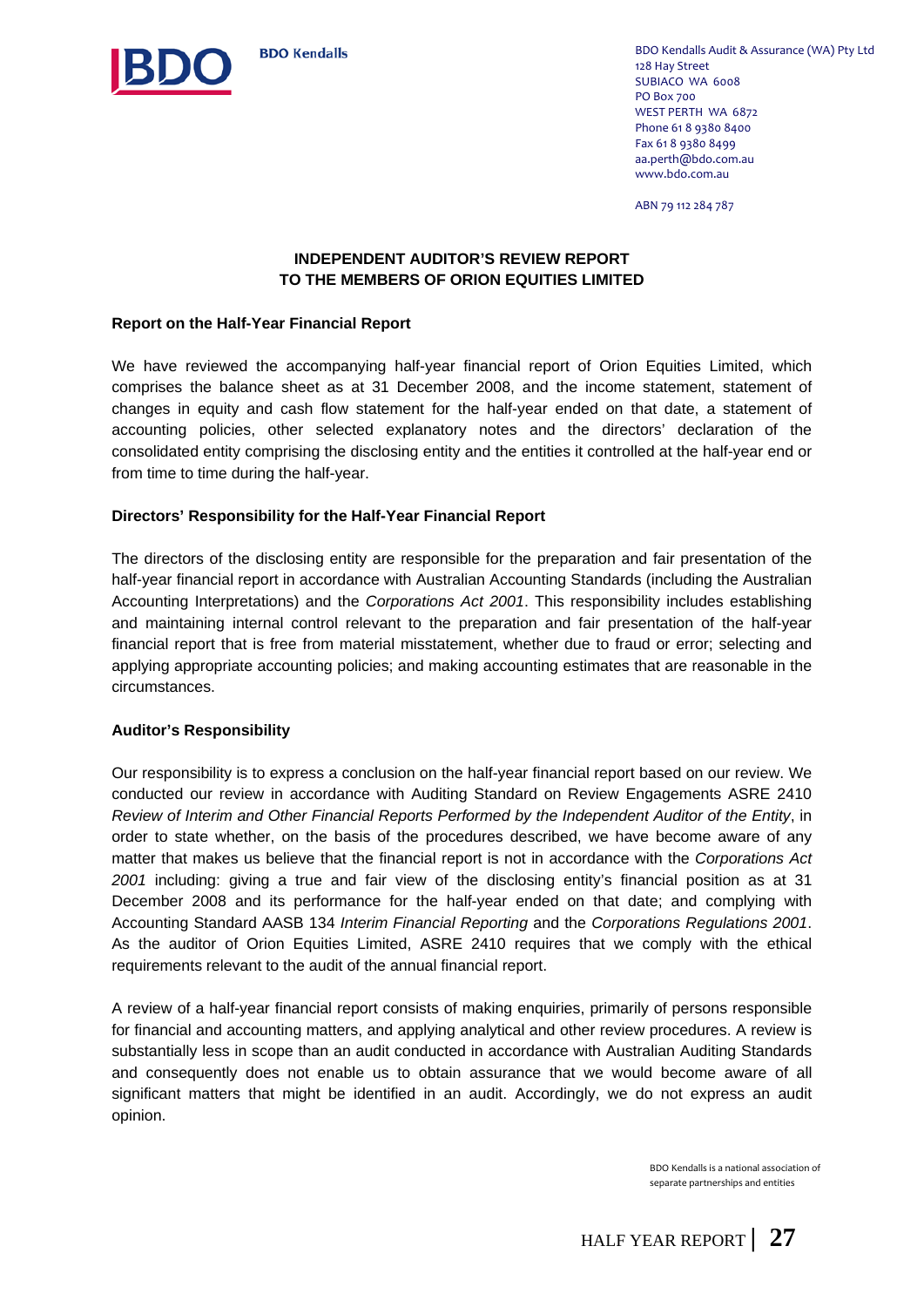BDO Kendalls

BDO Kendalls Audit & Assurance (WA) Pty Ltd
128 Hay Street
SUBIACO WA 6008
PO Box 700
WEST PERTH WA 6872
Phone 61 8 9380 8400
Fax 61 8 9380 8499
aa.perth@bdo.com.au
www.bdo.com.au

ABN 79 112 284 787

# INDEPENDENT AUDITOR'S REVIEW REPORT TO THE MEMBERS OF ORION EQUITIES LIMITED

## Report on the Half-Year Financial Report

We have reviewed the accompanying half-year financial report of Orion Equities Limited, which comprises the balance sheet as at 31 December 2008, and the income statement, statement of changes in equity and cash flow statement for the half-year ended on that date, a statement of accounting policies, other selected explanatory notes and the directors' declaration of the consolidated entity comprising the disclosing entity and the entities it controlled at the half-year end or from time to time during the half-year.

## Directors' Responsibility for the Half-Year Financial Report

The directors of the disclosing entity are responsible for the preparation and fair presentation of the half-year financial report in accordance with Australian Accounting Standards (including the Australian Accounting Interpretations) and the *Corporations Act 2001*. This responsibility includes establishing and maintaining internal control relevant to the preparation and fair presentation of the half-year financial report that is free from material misstatement, whether due to fraud or error; selecting and applying appropriate accounting policies; and making accounting estimates that are reasonable in the circumstances.

## Auditor's Responsibility

Our responsibility is to express a conclusion on the half-year financial report based on our review. We conducted our review in accordance with Auditing Standard on Review Engagements ASRE 2410 *Review of Interim and Other Financial Reports Performed by the Independent Auditor of the Entity*, in order to state whether, on the basis of the procedures described, we have become aware of any matter that makes us believe that the financial report is not in accordance with the *Corporations Act 2001* including: giving a true and fair view of the disclosing entity's financial position as at 31 December 2008 and its performance for the half-year ended on that date; and complying with Accounting Standard AASB 134 *Interim Financial Reporting* and the *Corporations Regulations 2001*. As the auditor of Orion Equities Limited, ASRE 2410 requires that we comply with the ethical requirements relevant to the audit of the annual financial report.

A review of a half-year financial report consists of making enquiries, primarily of persons responsible for financial and accounting matters, and applying analytical and other review procedures. A review is substantially less in scope than an audit conducted in accordance with Australian Auditing Standards and consequently does not enable us to obtain assurance that we would become aware of all significant matters that might be identified in an audit. Accordingly, we do not express an audit opinion.

BDO Kendalls is a national association of separate partnerships and entities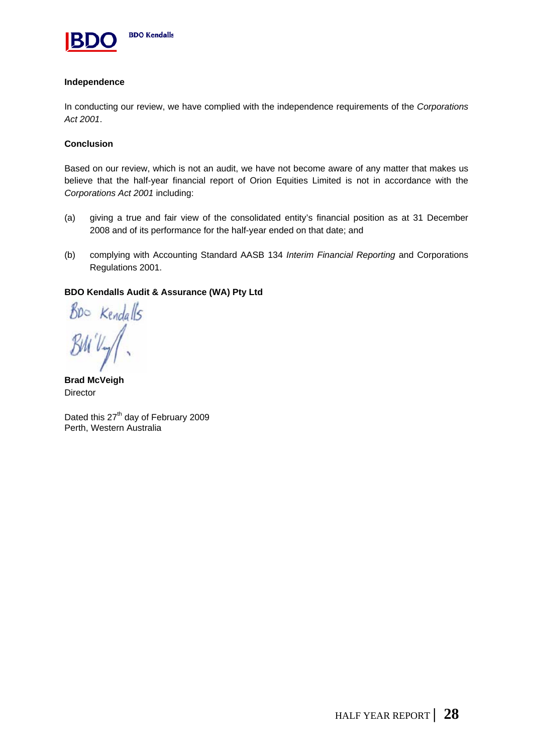**Independence**

In conducting our review, we have complied with the independence requirements of the *Corporations Act 2001*.

**Conclusion**

Based on our review, which is not an audit, we have not become aware of any matter that makes us believe that the half-year financial report of Orion Equities Limited is not in accordance with the *Corporations Act 2001* including:

(a) giving a true and fair view of the consolidated entity's financial position as at 31 December 2008 and of its performance for the half-year ended on that date; and

(b) complying with Accounting Standard AASB 134 *Interim Financial Reporting* and Corporations Regulations 2001.

**BDO Kendalls Audit & Assurance (WA) Pty Ltd**

**Brad McVeigh**
Director

Dated this 27th day of February 2009
Perth, Western Australia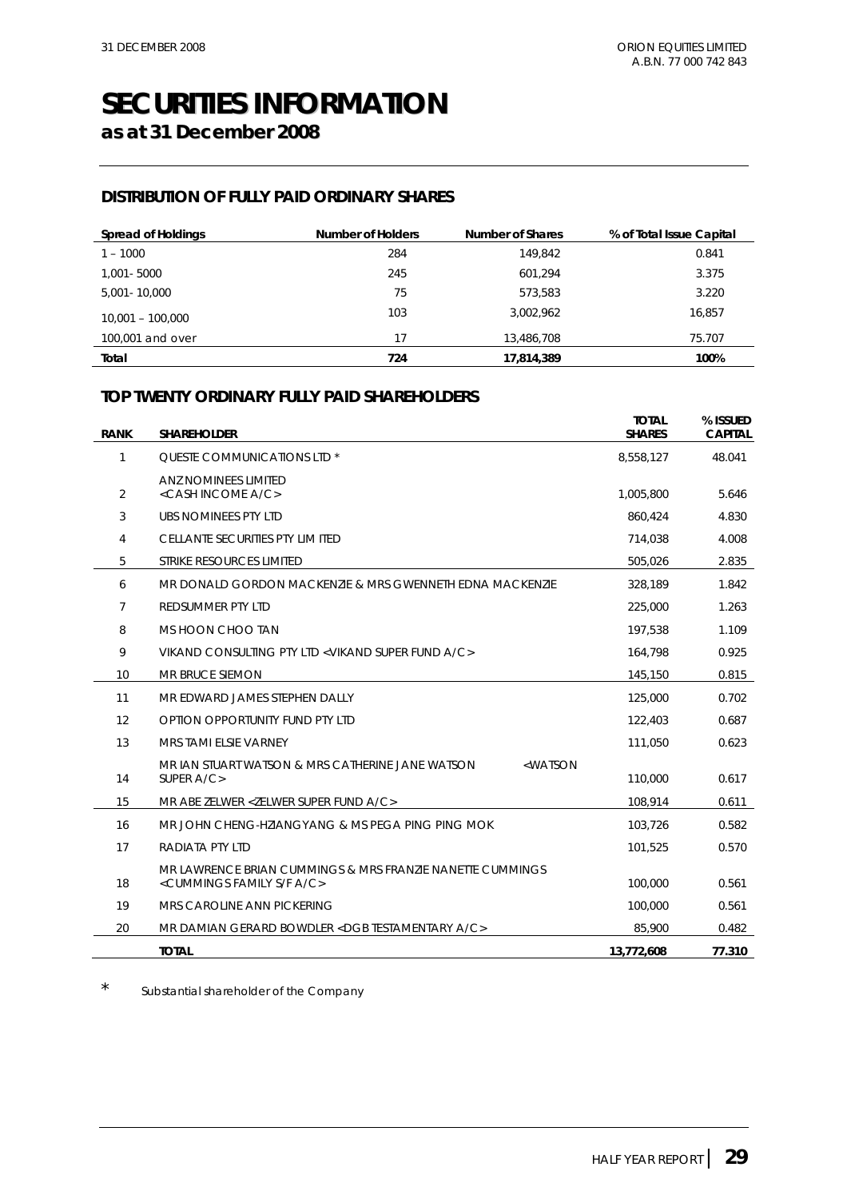# SECURITIES INFORMATION

## as at 31 December 2008

### DISTRIBUTION OF FULLY PAID ORDINARY SHARES

| Spread of Holdings | Number of Holders | Number of Shares | % of Total Issue Capital |
|---|---|---|---|
| 1 – 1000 | 284 | 149,842 | 0.841 |
| 1,001- 5000 | 245 | 601,294 | 3.375 |
| 5,001- 10,000 | 75 | 573,583 | 3.220 |
| 10,001 – 100,000 | 103 | 3,002,962 | 16,857 |
| 100,001 and over | 17 | 13,486,708 | 75.707 |
| **Total** | **724** | **17,814,389** | **100%** |

### TOP TWENTY ORDINARY FULLY PAID SHAREHOLDERS

| RANK | SHAREHOLDER | TOTAL SHARES | % ISSUED CAPITAL |
|---|---|---|---|
| 1 | QUESTE COMMUNICATIONS LTD * | 8,558,127 | 48.041 |
| 2 | ANZ NOMINEES LIMITED <CASH INCOME A/C> | 1,005,800 | 5.646 |
| 3 | UBS NOMINEES PTY LTD | 860,424 | 4.830 |
| 4 | CELLANTE SECURITIES PTY LIMITED | 714,038 | 4.008 |
| 5 | STRIKE RESOURCES LIMITED | 505,026 | 2.835 |
| 6 | MR DONALD GORDON MACKENZIE & MRS GWENNETH EDNA MACKENZIE | 328,189 | 1.842 |
| 7 | REDSUMMER PTY LTD | 225,000 | 1.263 |
| 8 | MS HOON CHOO TAN | 197,538 | 1.109 |
| 9 | VIKAND CONSULTING PTY LTD <VIKAND SUPER FUND A/C> | 164,798 | 0.925 |
| 10 | MR BRUCE SIEMON | 145,150 | 0.815 |
| 11 | MR EDWARD JAMES STEPHEN DALLY | 125,000 | 0.702 |
| 12 | OPTION OPPORTUNITY FUND PTY LTD | 122,403 | 0.687 |
| 13 | MRS TAMI ELSIE VARNEY | 111,050 | 0.623 |
| 14 | MR IAN STUART WATSON & MRS CATHERINE JANE WATSON <WATSON SUPER A/C> | 110,000 | 0.617 |
| 15 | MR ABE ZELWER <ZELWER SUPER FUND A/C> | 108,914 | 0.611 |
| 16 | MR JOHN CHENG-HZIANG YANG & MS PEGA PING PING MOK | 103,726 | 0.582 |
| 17 | RADIATA PTY LTD | 101,525 | 0.570 |
| 18 | MR LAWRENCE BRIAN CUMMINGS & MRS FRANZIE NANETTE CUMMINGS <CUMMINGS FAMILY S/F A/C> | 100,000 | 0.561 |
| 19 | MRS CAROLINE ANN PICKERING | 100,000 | 0.561 |
| 20 | MR DAMIAN GERARD BOWDLER <DGB TESTAMENTARY A/C> | 85,900 | 0.482 |
| | **TOTAL** | **13,772,608** | **77.310** |

\* *Substantial shareholder of the Company*